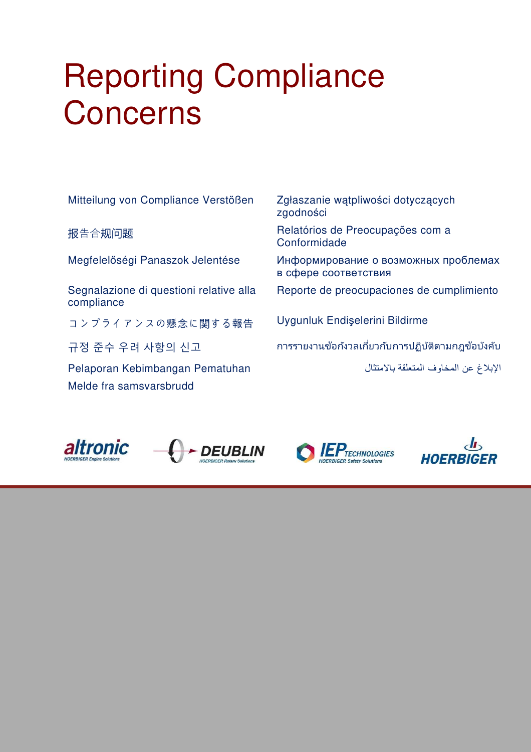# Reporting Compliance Concerns

Mitteilung von Compliance Verstößen

报告合规问题

Megfelelőségi Panaszok Jelentése

Segnalazione di questioni relative alla compliance

コンプライアンスの懸念に関する報告

규정 준수 우려 사항의 신고

Pelaporan Kebimbangan Pematuhan

Melde fra samsvarsbrudd

Zgłaszanie wątpliwości dotyczących zgodności

Relatórios de Preocupações com a Conformidade

Информирование о возможных проблемах в сфере соответствия

Reporte de preocupaciones de cumplimiento

Uygunluk Endişelerini Bildirme

การรายงานข้อกังวลเกี่ยวกับการปฏิบัติตามกฎข้อบังคับ

الإبلاغ عن المخاوف المتعلقة بالامتثال

altronic HOERBIGER Engine Solutions

DEUBLIN HOERBIGER Rotary Solutions

IEP TECHNOLOGIES HOERBIGER Safety Solutions

HOERBIGER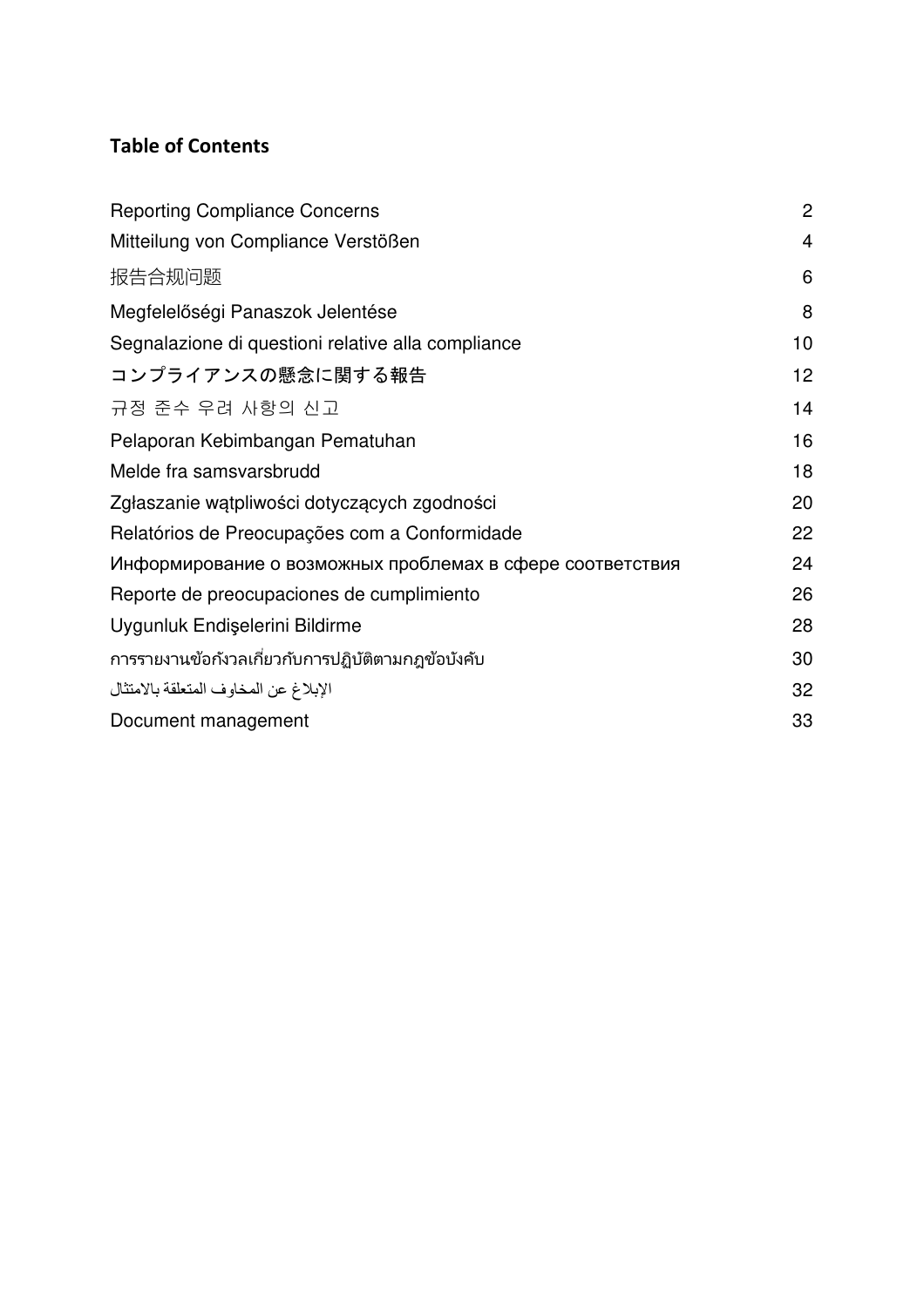**Table of Contents**

| | |
|---|---|
| Reporting Compliance Concerns | 2 |
| Mitteilung von Compliance Verstößen | 4 |
| 报告合规问题 | 6 |
| Megfelelőségi Panaszok Jelentése | 8 |
| Segnalazione di questioni relative alla compliance | 10 |
| コンプライアンスの懸念に関する報告 | 12 |
| 규정 준수 우려 사항의 신고 | 14 |
| Pelaporan Kebimbangan Pematuhan | 16 |
| Melde fra samsvarsbrudd | 18 |
| Zgłaszanie wątpliwości dotyczących zgodności | 20 |
| Relatórios de Preocupações com a Conformidade | 22 |
| Информирование о возможных проблемах в сфере соответствия | 24 |
| Reporte de preocupaciones de cumplimiento | 26 |
| Uygunluk Endişelerini Bildirme | 28 |
| การรายงานข้อกังวลเกี่ยวกับการปฏิบัติตามกฎข้อบังคับ | 30 |
| الإبلاغ عن المخاوف المتعلقة بالامتثال | 32 |
| Document management | 33 |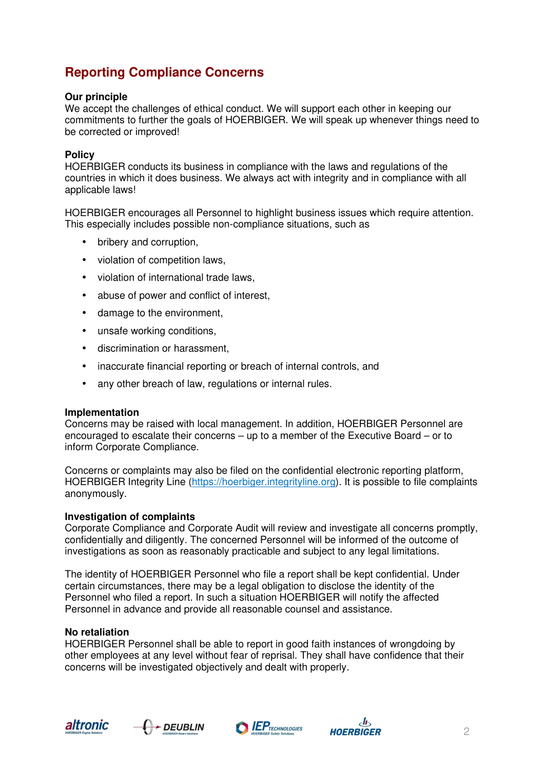## Reporting Compliance Concerns

**Our principle**
We accept the challenges of ethical conduct. We will support each other in keeping our commitments to further the goals of HOERBIGER. We will speak up whenever things need to be corrected or improved!

**Policy**
HOERBIGER conducts its business in compliance with the laws and regulations of the countries in which it does business. We always act with integrity and in compliance with all applicable laws!

HOERBIGER encourages all Personnel to highlight business issues which require attention. This especially includes possible non-compliance situations, such as

- bribery and corruption,
- violation of competition laws,
- violation of international trade laws,
- abuse of power and conflict of interest,
- damage to the environment,
- unsafe working conditions,
- discrimination or harassment,
- inaccurate financial reporting or breach of internal controls, and
- any other breach of law, regulations or internal rules.

**Implementation**
Concerns may be raised with local management. In addition, HOERBIGER Personnel are encouraged to escalate their concerns – up to a member of the Executive Board – or to inform Corporate Compliance.

Concerns or complaints may also be filed on the confidential electronic reporting platform, HOERBIGER Integrity Line (https://hoerbiger.integrityline.org). It is possible to file complaints anonymously.

**Investigation of complaints**
Corporate Compliance and Corporate Audit will review and investigate all concerns promptly, confidentially and diligently. The concerned Personnel will be informed of the outcome of investigations as soon as reasonably practicable and subject to any legal limitations.

The identity of HOERBIGER Personnel who file a report shall be kept confidential. Under certain circumstances, there may be a legal obligation to disclose the identity of the Personnel who filed a report. In such a situation HOERBIGER will notify the affected Personnel in advance and provide all reasonable counsel and assistance.

**No retaliation**
HOERBIGER Personnel shall be able to report in good faith instances of wrongdoing by other employees at any level without fear of reprisal. They shall have confidence that their concerns will be investigated objectively and dealt with properly.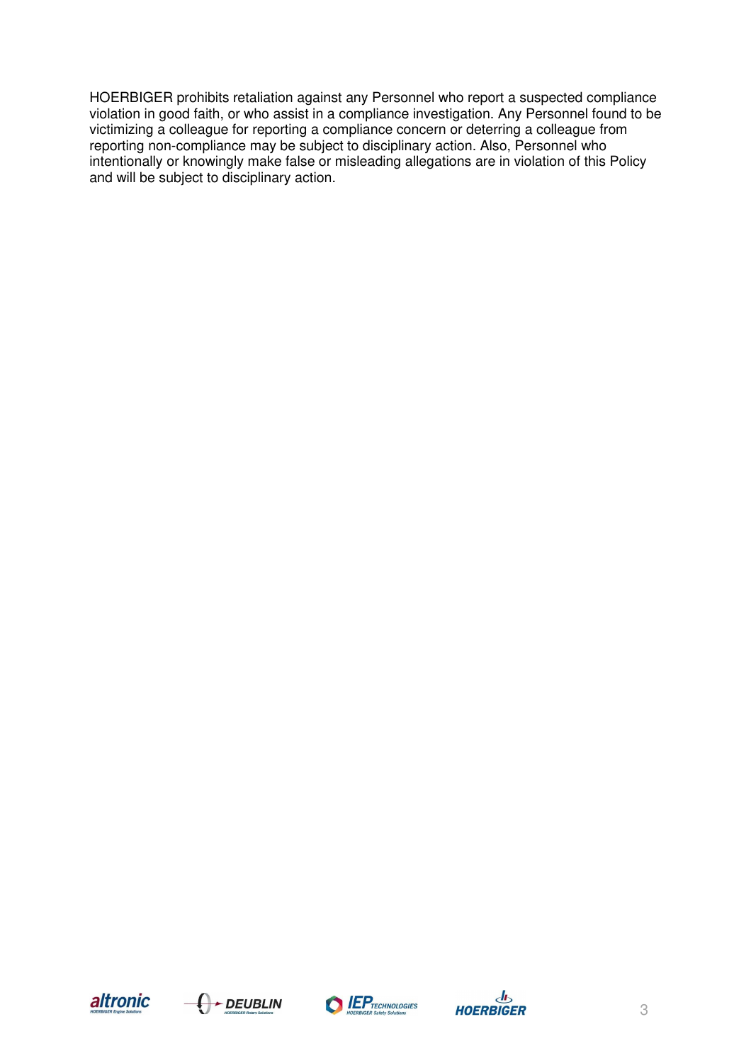HOERBIGER prohibits retaliation against any Personnel who report a suspected compliance violation in good faith, or who assist in a compliance investigation. Any Personnel found to be victimizing a colleague for reporting a compliance concern or deterring a colleague from reporting non-compliance may be subject to disciplinary action. Also, Personnel who intentionally or knowingly make false or misleading allegations are in violation of this Policy and will be subject to disciplinary action.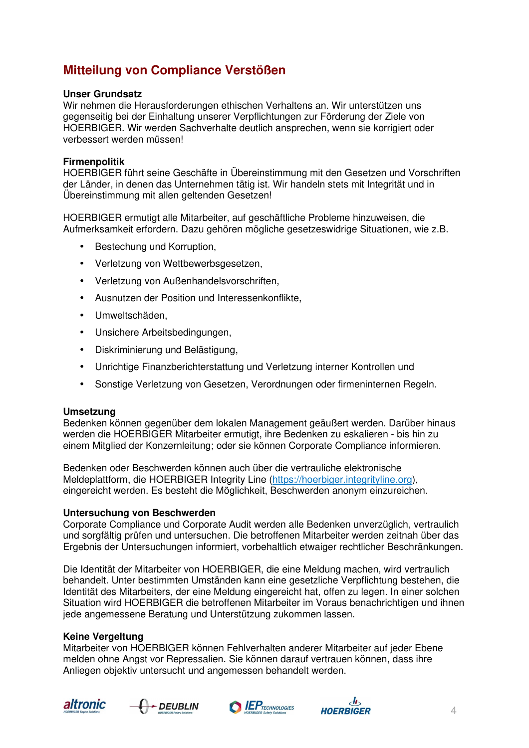## Mitteilung von Compliance Verstößen

**Unser Grundsatz**
Wir nehmen die Herausforderungen ethischen Verhaltens an. Wir unterstützen uns gegenseitig bei der Einhaltung unserer Verpflichtungen zur Förderung der Ziele von HOERBIGER. Wir werden Sachverhalte deutlich ansprechen, wenn sie korrigiert oder verbessert werden müssen!

**Firmenpolitik**
HOERBIGER führt seine Geschäfte in Übereinstimmung mit den Gesetzen und Vorschriften der Länder, in denen das Unternehmen tätig ist. Wir handeln stets mit Integrität und in Übereinstimmung mit allen geltenden Gesetzen!

HOERBIGER ermutigt alle Mitarbeiter, auf geschäftliche Probleme hinzuweisen, die Aufmerksamkeit erfordern. Dazu gehören mögliche gesetzeswidrige Situationen, wie z.B.

- Bestechung und Korruption,
- Verletzung von Wettbewerbsgesetzen,
- Verletzung von Außenhandelsvorschriften,
- Ausnutzen der Position und Interessenkonflikte,
- Umweltschäden,
- Unsichere Arbeitsbedingungen,
- Diskriminierung und Belästigung,
- Unrichtige Finanzberichterstattung und Verletzung interner Kontrollen und
- Sonstige Verletzung von Gesetzen, Verordnungen oder firmeninternen Regeln.

**Umsetzung**
Bedenken können gegenüber dem lokalen Management geäußert werden. Darüber hinaus werden die HOERBIGER Mitarbeiter ermutigt, ihre Bedenken zu eskalieren - bis hin zu einem Mitglied der Konzernleitung; oder sie können Corporate Compliance informieren.

Bedenken oder Beschwerden können auch über die vertrauliche elektronische Meldeplattform, die HOERBIGER Integrity Line (https://hoerbiger.integrityline.org), eingereicht werden. Es besteht die Möglichkeit, Beschwerden anonym einzureichen.

**Untersuchung von Beschwerden**
Corporate Compliance und Corporate Audit werden alle Bedenken unverzüglich, vertraulich und sorgfältig prüfen und untersuchen. Die betroffenen Mitarbeiter werden zeitnah über das Ergebnis der Untersuchungen informiert, vorbehaltlich etwaiger rechtlicher Beschränkungen.

Die Identität der Mitarbeiter von HOERBIGER, die eine Meldung machen, wird vertraulich behandelt. Unter bestimmten Umständen kann eine gesetzliche Verpflichtung bestehen, die Identität des Mitarbeiters, der eine Meldung eingereicht hat, offen zu legen. In einer solchen Situation wird HOERBIGER die betroffenen Mitarbeiter im Voraus benachrichtigen und ihnen jede angemessene Beratung und Unterstützung zukommen lassen.

**Keine Vergeltung**
Mitarbeiter von HOERBIGER können Fehlverhalten anderer Mitarbeiter auf jeder Ebene melden ohne Angst vor Repressalien. Sie können darauf vertrauen können, dass ihre Anliegen objektiv untersucht und angemessen behandelt werden.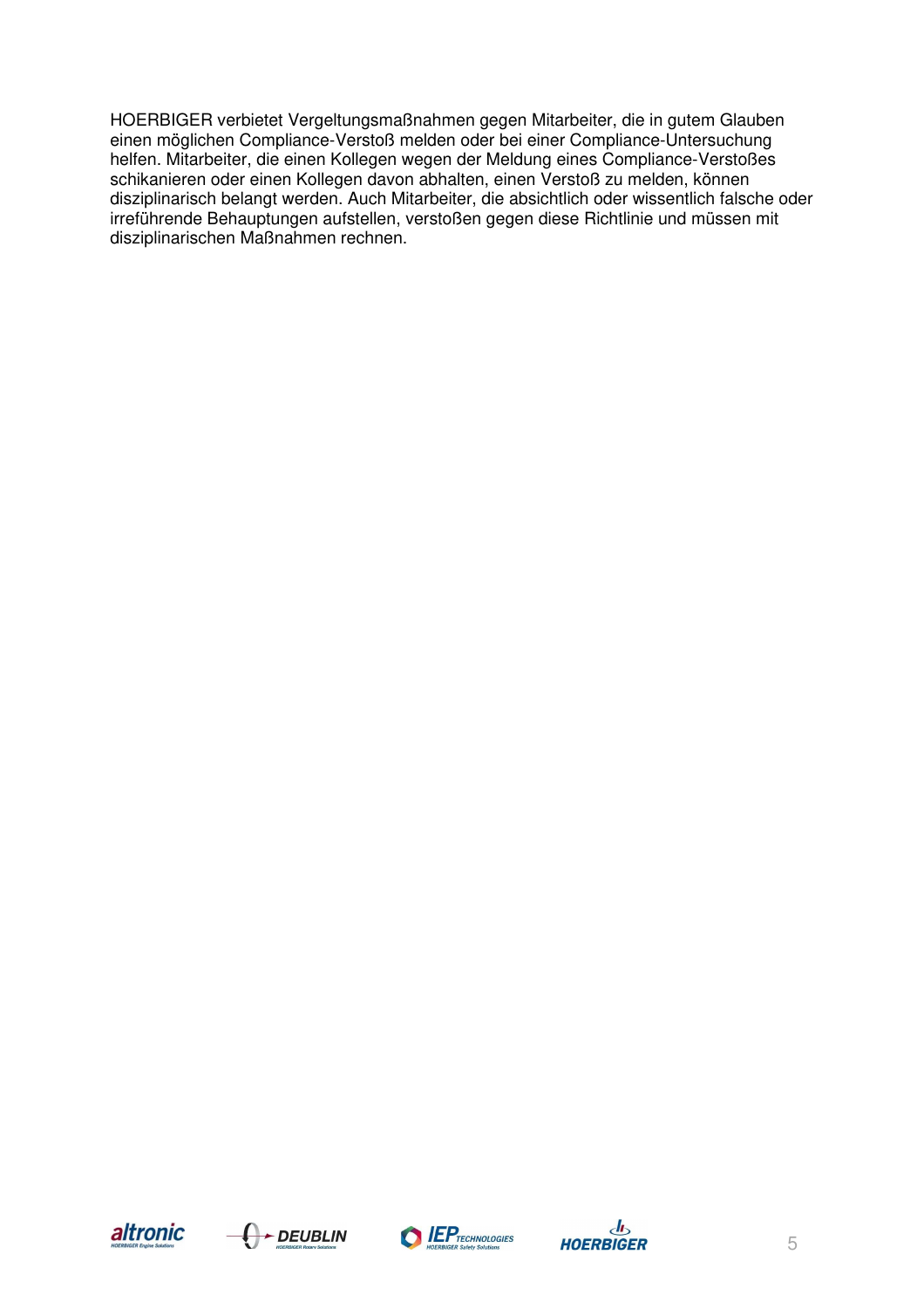HOERBIGER verbietet Vergeltungsmaßnahmen gegen Mitarbeiter, die in gutem Glauben einen möglichen Compliance-Verstoß melden oder bei einer Compliance-Untersuchung helfen. Mitarbeiter, die einen Kollegen wegen der Meldung eines Compliance-Verstoßes schikanieren oder einen Kollegen davon abhalten, einen Verstoß zu melden, können disziplinarisch belangt werden. Auch Mitarbeiter, die absichtlich oder wissentlich falsche oder irreführende Behauptungen aufstellen, verstoßen gegen diese Richtlinie und müssen mit disziplinarischen Maßnahmen rechnen.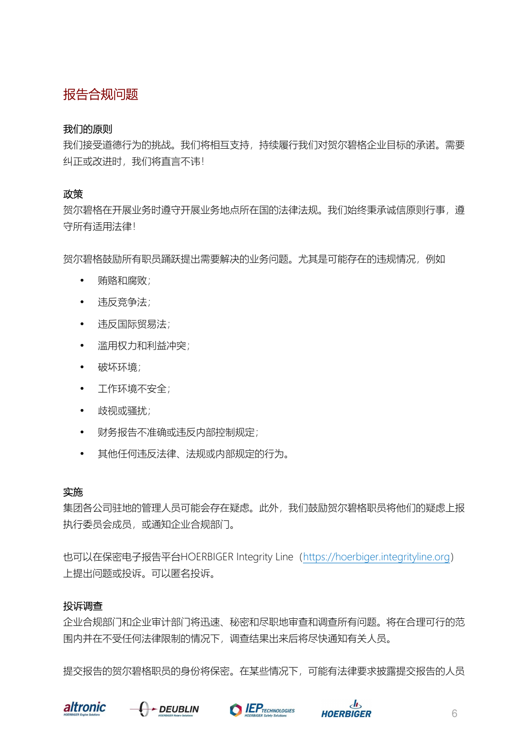# 报告合规问题

**我们的原则**

我们接受道德行为的挑战。我们将相互支持，持续履行我们对贺尔碧格企业目标的承诺。需要纠正或改进时，我们将直言不讳！

**政策**

贺尔碧格在开展业务时遵守开展业务地点所在国的法律法规。我们始终秉承诚信原则行事，遵守所有适用法律！

贺尔碧格鼓励所有职员踊跃提出需要解决的业务问题。尤其是可能存在的违规情况，例如

- 贿赂和腐败；
- 违反竞争法；
- 违反国际贸易法；
- 滥用权力和利益冲突；
- 破坏环境；
- 工作环境不安全；
- 歧视或骚扰；
- 财务报告不准确或违反内部控制规定；
- 其他任何违反法律、法规或内部规定的行为。

**实施**

集团各公司驻地的管理人员可能会存在疑虑。此外，我们鼓励贺尔碧格职员将他们的疑虑上报执行委员会成员，或通知企业合规部门。

也可以在保密电子报告平台HOERBIGER Integrity Line（https://hoerbiger.integrityline.org）上提出问题或投诉。可以匿名投诉。

**投诉调查**

企业合规部门和企业审计部门将迅速、秘密和尽职地审查和调查所有问题。将在合理可行的范围内并在不受任何法律限制的情况下，调查结果出来后将尽快通知有关人员。

提交报告的贺尔碧格职员的身份将保密。在某些情况下，可能有法律要求披露提交报告的人员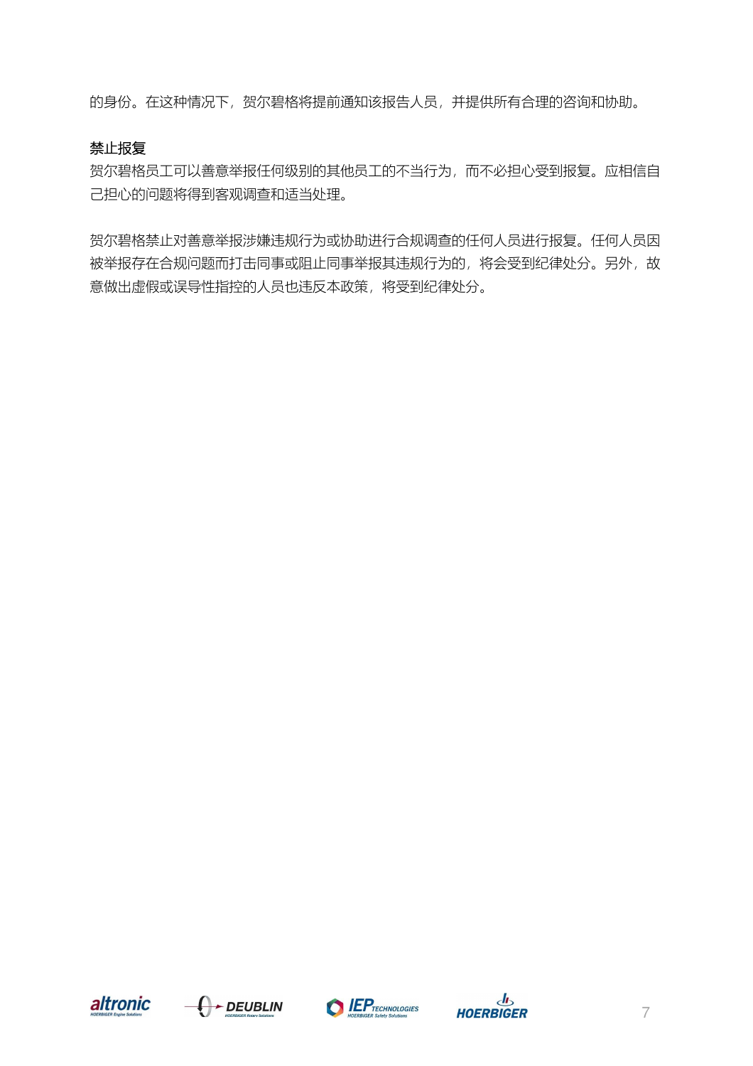的身份。在这种情况下，贺尔碧格将提前通知该报告人员，并提供所有合理的咨询和协助。

### 禁止报复

贺尔碧格员工可以善意举报任何级别的其他员工的不当行为，而不必担心受到报复。应相信自己担心的问题将得到客观调查和适当处理。

贺尔碧格禁止对善意举报涉嫌违规行为或协助进行合规调查的任何人员进行报复。任何人员因被举报存在合规问题而打击同事或阻止同事举报其违规行为的，将会受到纪律处分。另外，故意做出虚假或误导性指控的人员也违反本政策，将受到纪律处分。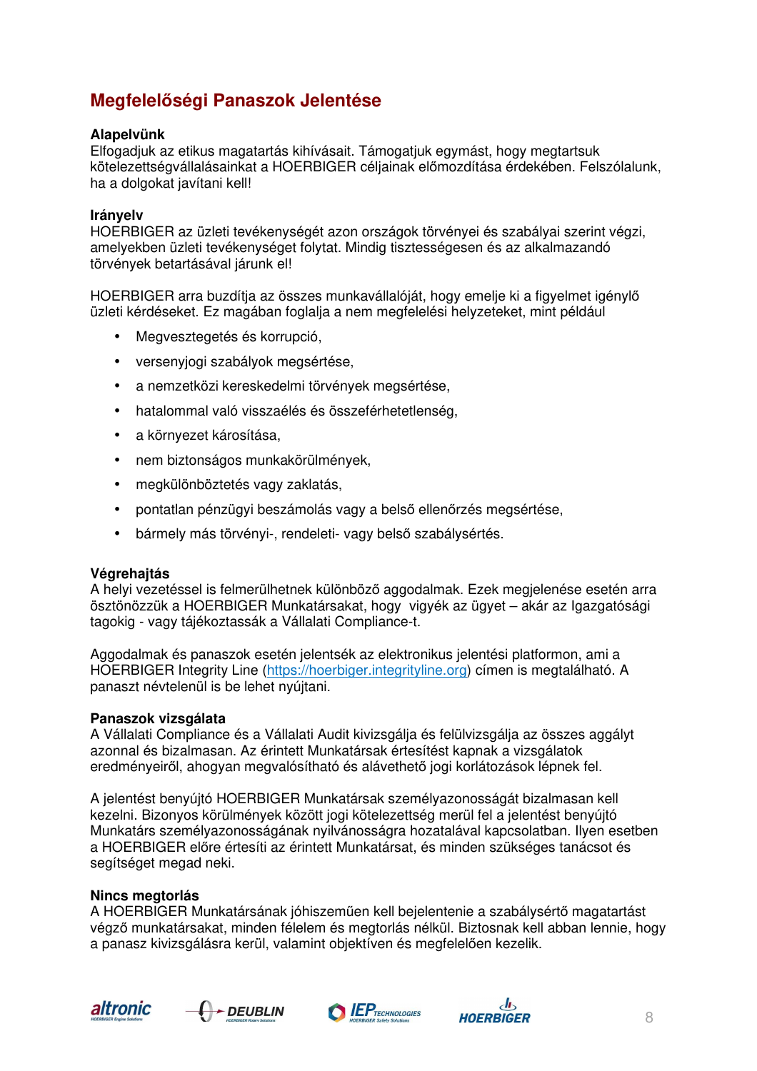# Megfelelőségi Panaszok Jelentése

**Alapelvünk**
Elfogadjuk az etikus magatartás kihívásait. Támogatjuk egymást, hogy megtartsuk kötelezettségvállalásainkat a HOERBIGER céljainak előmozdítása érdekében. Felszólalunk, ha a dolgokat javítani kell!

**Irányelv**
HOERBIGER az üzleti tevékenységét azon országok törvényei és szabályai szerint végzi, amelyekben üzleti tevékenységet folytat. Mindig tisztességesen és az alkalmazandó törvények betartásával járunk el!

HOERBIGER arra buzdítja az összes munkavállalóját, hogy emelje ki a figyelmet igénylő üzleti kérdéseket. Ez magában foglalja a nem megfelelési helyzeteket, mint például

- Megvesztegetés és korrupció,
- versenyjogi szabályok megsértése,
- a nemzetközi kereskedelmi törvények megsértése,
- hatalommal való visszaélés és összeférhetetlenség,
- a környezet károsítása,
- nem biztonságos munkakörülmények,
- megkülönböztetés vagy zaklatás,
- pontatlan pénzügyi beszámolás vagy a belső ellenőrzés megsértése,
- bármely más törvényi-, rendeleti- vagy belső szabálysértés.

**Végrehajtás**
A helyi vezetéssel is felmerülhetnek különböző aggodalmak. Ezek megjelenése esetén arra ösztönözzük a HOERBIGER Munkatársakat, hogy vigyék az ügyet – akár az Igazgatósági tagokig - vagy tájékoztassák a Vállalati Compliance-t.

Aggodalmak és panaszok esetén jelentsék az elektronikus jelentési platformon, ami a HOERBIGER Integrity Line (https://hoerbiger.integrityline.org) címen is megtalálható. A panaszt névtelenül is be lehet nyújtani.

**Panaszok vizsgálata**
A Vállalati Compliance és a Vállalati Audit kivizsgálja és felülvizsgálja az összes aggályt azonnal és bizalmasan. Az érintett Munkatársak értesítést kapnak a vizsgálatok eredményeiről, ahogyan megvalósítható és alávethető jogi korlátozások lépnek fel.

A jelentést benyújtó HOERBIGER Munkatársak személyazonosságát bizalmasan kell kezelni. Bizonyos körülmények között jogi kötelezettség merül fel a jelentést benyújtó Munkatárs személyazonosságának nyilvánosságra hozatalával kapcsolatban. Ilyen esetben a HOERBIGER előre értesíti az érintett Munkatársat, és minden szükséges tanácsot és segítséget megad neki.

**Nincs megtorlás**
A HOERBIGER Munkatársának jóhiszeműen kell bejelentenie a szabálysértő magatartást végző munkatársakat, minden félelem és megtorlás nélkül. Biztosnak kell abban lennie, hogy a panasz kivizsgálásra kerül, valamint objektíven és megfelelően kezelik.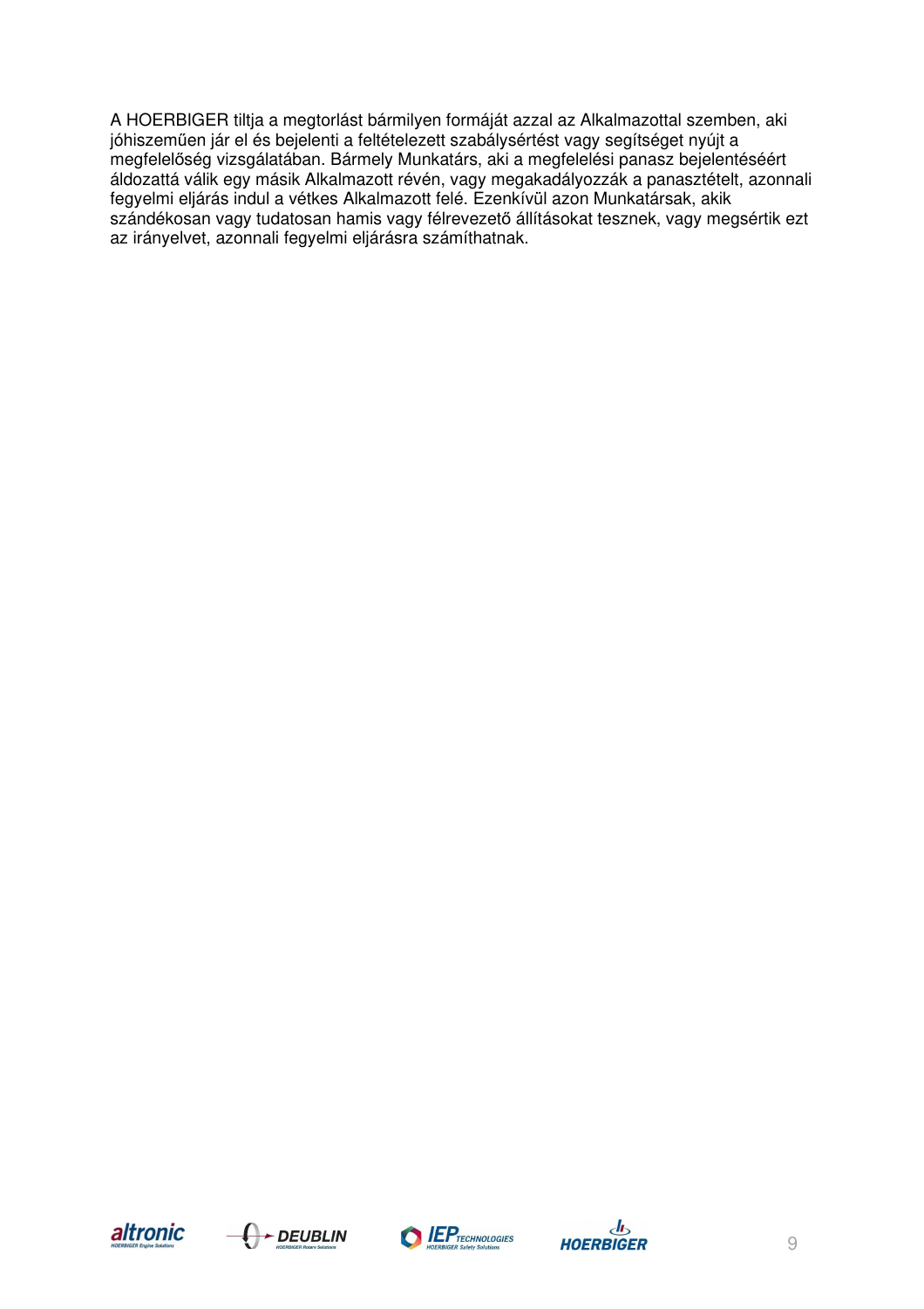A HOERBIGER tiltja a megtorlást bármilyen formáját azzal az Alkalmazottal szemben, aki jóhiszeműen jár el és bejelenti a feltételezett szabálysértést vagy segítséget nyújt a megfelelőség vizsgálatában. Bármely Munkatárs, aki a megfelelési panasz bejelentéséért áldozattá válik egy másik Alkalmazott révén, vagy megakadályozzák a panasztételt, azonnali fegyelmi eljárás indul a vétkes Alkalmazott felé. Ezenkívül azon Munkatársak, akik szándékosan vagy tudatosan hamis vagy félrevezető állításokat tesznek, vagy megsértik ezt az irányelvet, azonnali fegyelmi eljárásra számíthatnak.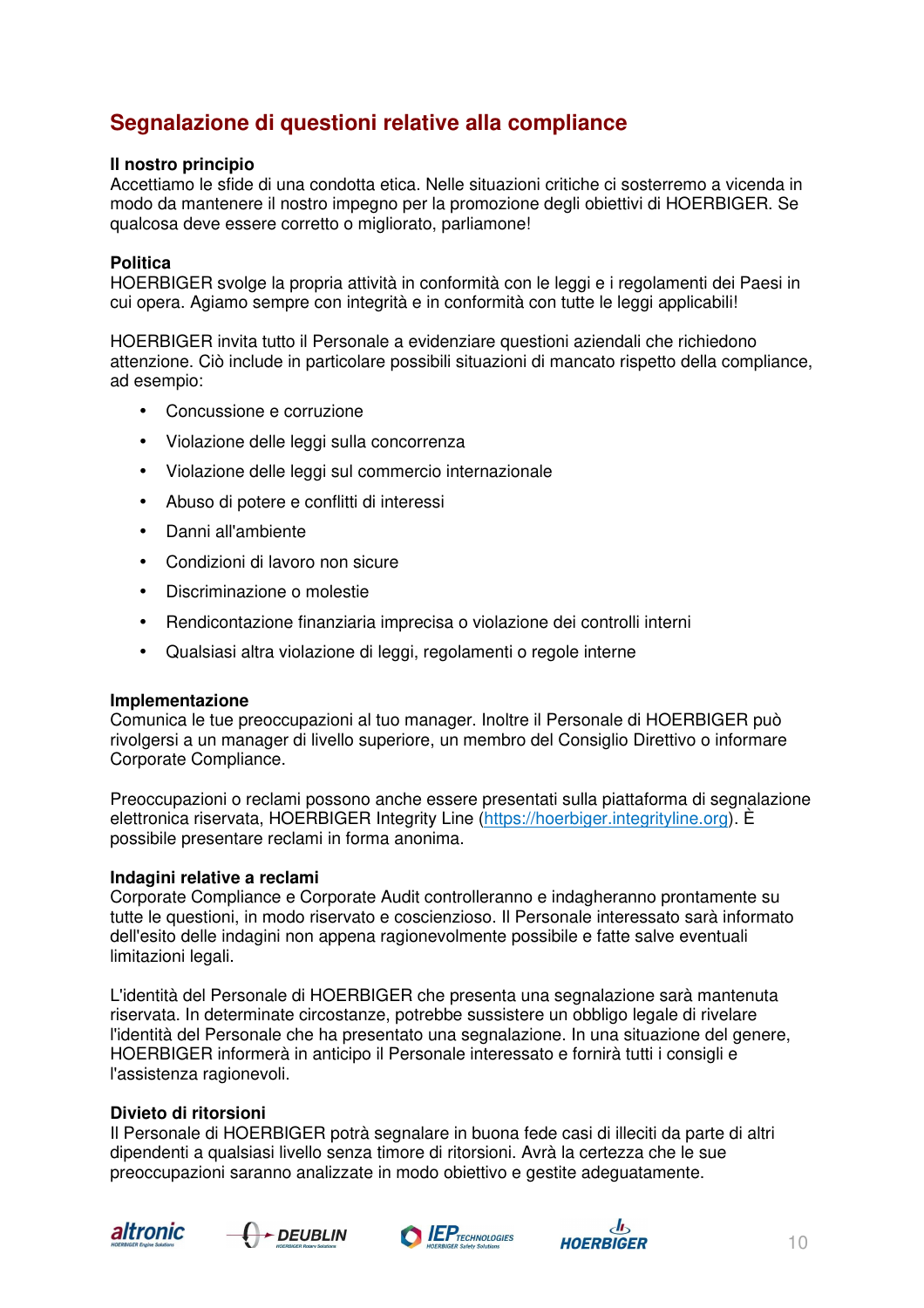## Segnalazione di questioni relative alla compliance

**Il nostro principio**
Accettiamo le sfide di una condotta etica. Nelle situazioni critiche ci sosterremo a vicenda in modo da mantenere il nostro impegno per la promozione degli obiettivi di HOERBIGER. Se qualcosa deve essere corretto o migliorato, parliamone!

**Politica**
HOERBIGER svolge la propria attività in conformità con le leggi e i regolamenti dei Paesi in cui opera. Agiamo sempre con integrità e in conformità con tutte le leggi applicabili!

HOERBIGER invita tutto il Personale a evidenziare questioni aziendali che richiedono attenzione. Ciò include in particolare possibili situazioni di mancato rispetto della compliance, ad esempio:

- Concussione e corruzione
- Violazione delle leggi sulla concorrenza
- Violazione delle leggi sul commercio internazionale
- Abuso di potere e conflitti di interessi
- Danni all'ambiente
- Condizioni di lavoro non sicure
- Discriminazione o molestie
- Rendicontazione finanziaria imprecisa o violazione dei controlli interni
- Qualsiasi altra violazione di leggi, regolamenti o regole interne

**Implementazione**
Comunica le tue preoccupazioni al tuo manager. Inoltre il Personale di HOERBIGER può rivolgersi a un manager di livello superiore, un membro del Consiglio Direttivo o informare Corporate Compliance.

Preoccupazioni o reclami possono anche essere presentati sulla piattaforma di segnalazione elettronica riservata, HOERBIGER Integrity Line (https://hoerbiger.integrityline.org). È possibile presentare reclami in forma anonima.

**Indagini relative a reclami**
Corporate Compliance e Corporate Audit controlleranno e indagheranno prontamente su tutte le questioni, in modo riservato e coscienzioso. Il Personale interessato sarà informato dell'esito delle indagini non appena ragionevolmente possibile e fatte salve eventuali limitazioni legali.

L'identità del Personale di HOERBIGER che presenta una segnalazione sarà mantenuta riservata. In determinate circostanze, potrebbe sussistere un obbligo legale di rivelare l'identità del Personale che ha presentato una segnalazione. In una situazione del genere, HOERBIGER informerà in anticipo il Personale interessato e fornirà tutti i consigli e l'assistenza ragionevoli.

**Divieto di ritorsioni**
Il Personale di HOERBIGER potrà segnalare in buona fede casi di illeciti da parte di altri dipendenti a qualsiasi livello senza timore di ritorsioni. Avrà la certezza che le sue preoccupazioni saranno analizzate in modo obiettivo e gestite adeguatamente.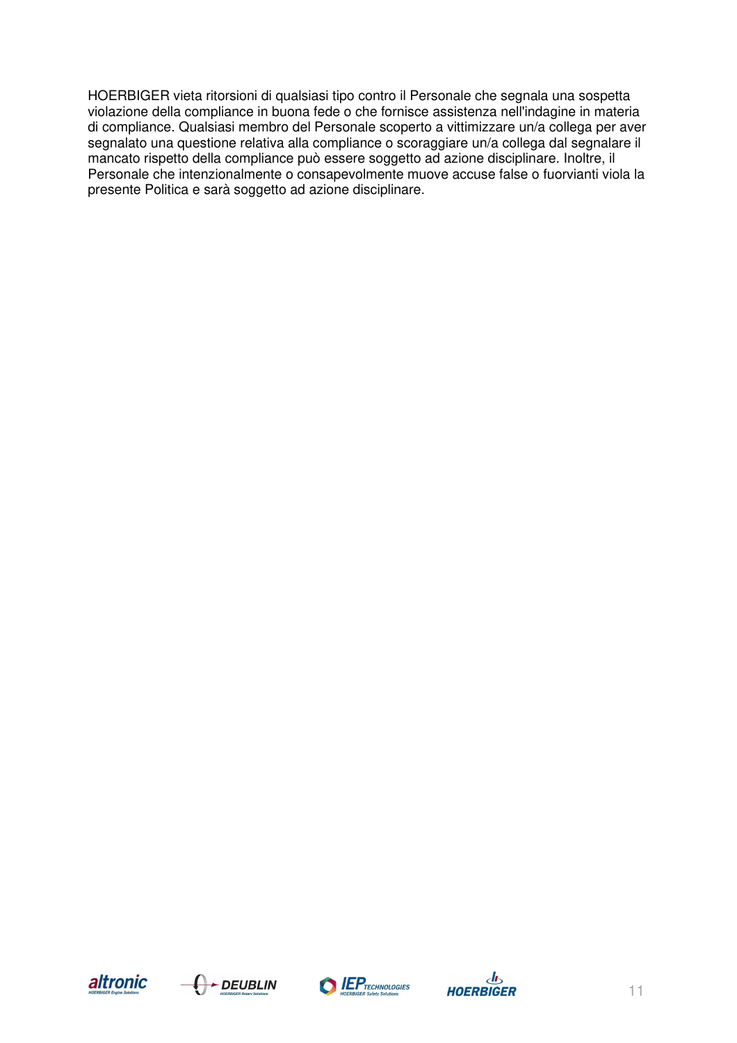HOERBIGER vieta ritorsioni di qualsiasi tipo contro il Personale che segnala una sospetta violazione della compliance in buona fede o che fornisce assistenza nell'indagine in materia di compliance. Qualsiasi membro del Personale scoperto a vittimizzare un/a collega per aver segnalato una questione relativa alla compliance o scoraggiare un/a collega dal segnalare il mancato rispetto della compliance può essere soggetto ad azione disciplinare. Inoltre, il Personale che intenzionalmente o consapevolmente muove accuse false o fuorvianti viola la presente Politica e sarà soggetto ad azione disciplinare.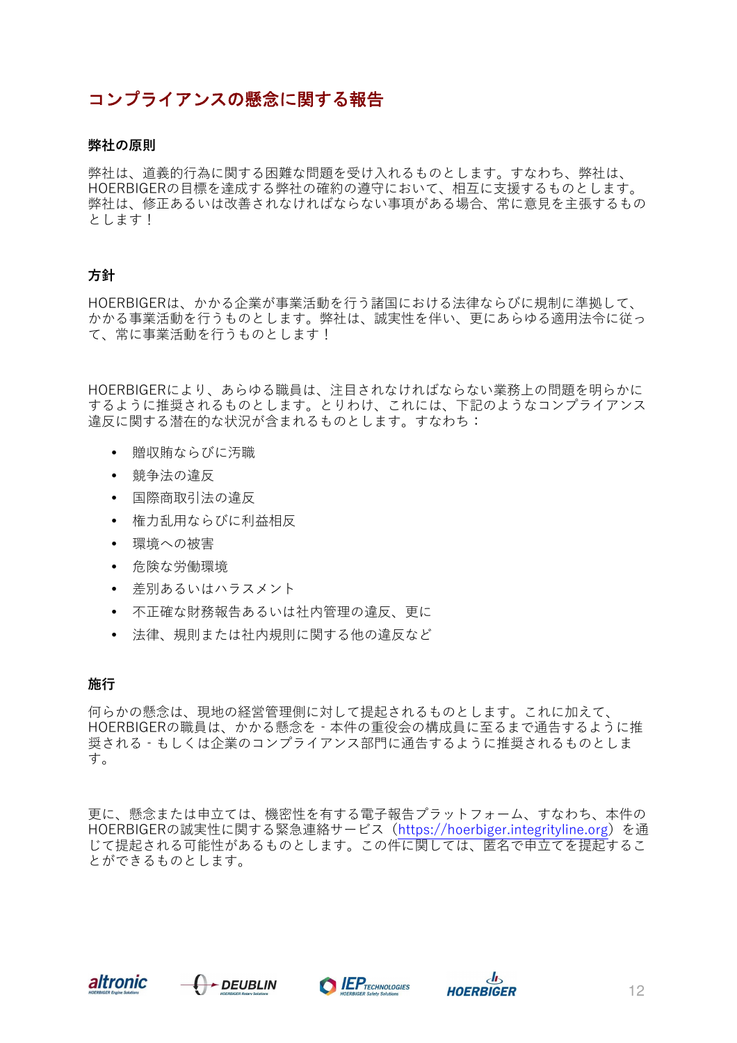## コンプライアンスの懸念に関する報告

### 弊社の原則

弊社は、道義的行為に関する困難な問題を受け入れるものとします。すなわち、弊社は、HOERBIGERの目標を達成する弊社の確約の遵守において、相互に支援するものとします。弊社は、修正あるいは改善されなければならない事項がある場合、常に意見を主張するものとします！

### 方針

HOERBIGERは、かかる企業が事業活動を行う諸国における法律ならびに規制に準拠して、かかる事業活動を行うものとします。弊社は、誠実性を伴い、更にあらゆる適用法令に従って、常に事業活動を行うものとします！

HOERBIGERにより、あらゆる職員は、注目されなければならない業務上の問題を明らかにするように推奨されるものとします。とりわけ、これには、下記のようなコンプライアンス違反に関する潜在的な状況が含まれるものとします。すなわち：

- 贈収賄ならびに汚職
- 競争法の違反
- 国際商取引法の違反
- 権力乱用ならびに利益相反
- 環境への被害
- 危険な労働環境
- 差別あるいはハラスメント
- 不正確な財務報告あるいは社内管理の違反、更に
- 法律、規則または社内規則に関する他の違反など

### 施行

何らかの懸念は、現地の経営管理側に対して提起されるものとします。これに加えて、HOERBIGERの職員は、かかる懸念を - 本件の重役会の構成員に至るまで通告するように推奨される - もしくは企業のコンプライアンス部門に通告するように推奨されるものとします。

更に、懸念または申立ては、機密性を有する電子報告プラットフォーム、すなわち、本件のHOERBIGERの誠実性に関する緊急連絡サービス（https://hoerbiger.integrityline.org）を通じて提起される可能性があるものとします。この件に関しては、匿名で申立てを提起することができるものとします。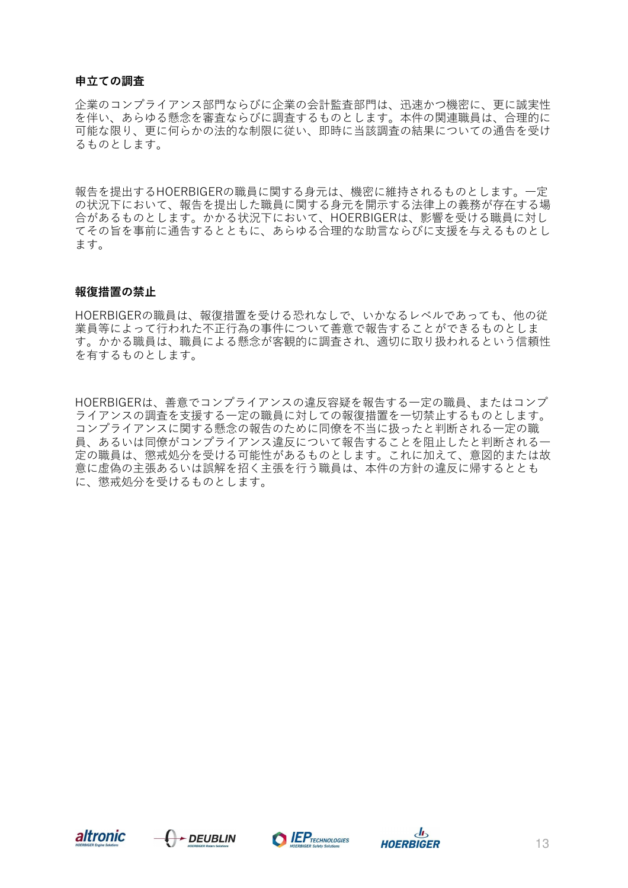### 申立ての調査

企業のコンプライアンス部門ならびに企業の会計監査部門は、迅速かつ機密に、更に誠実性を伴い、あらゆる懸念を審査ならびに調査するものとします。本件の関連職員は、合理的に可能な限り、更に何らかの法的な制限に従い、即時に当該調査の結果についての通告を受けるものとします。

報告を提出するHOERBIGERの職員に関する身元は、機密に維持されるものとします。一定の状況下において、報告を提出した職員に関する身元を開示する法律上の義務が存在する場合があるものとします。かかる状況下において、HOERBIGERは、影響を受ける職員に対してその旨を事前に通告するとともに、あらゆる合理的な助言ならびに支援を与えるものとします。

### 報復措置の禁止

HOERBIGERの職員は、報復措置を受ける恐れなしで、いかなるレベルであっても、他の従業員等によって行われた不正行為の事件について善意で報告することができるものとします。かかる職員は、職員による懸念が客観的に調査され、適切に取り扱われるという信頼性を有するものとします。

HOERBIGERは、善意でコンプライアンスの違反容疑を報告する一定の職員、またはコンプライアンスの調査を支援する一定の職員に対しての報復措置を一切禁止するものとします。コンプライアンスに関する懸念の報告のために同僚を不当に扱ったと判断される一定の職員、あるいは同僚がコンプライアンス違反について報告することを阻止したと判断される一定の職員は、懲戒処分を受ける可能性があるものとします。これに加えて、意図的または故意に虚偽の主張あるいは誤解を招く主張を行う職員は、本件の方針の違反に帰するとともに、懲戒処分を受けるものとします。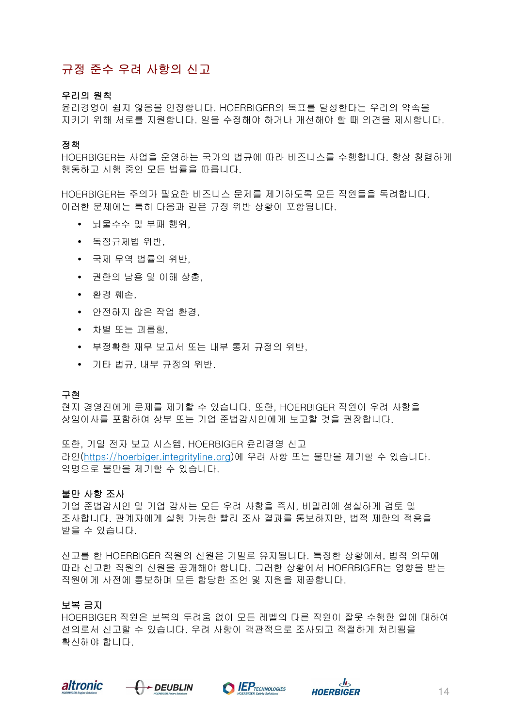# 규정 준수 우려 사항의 신고

### 우리의 원칙

윤리경영이 쉽지 않음을 인정합니다. HOERBIGER의 목표를 달성한다는 우리의 약속을 지키기 위해 서로를 지원합니다. 일을 수정해야 하거나 개선해야 할 때 의견을 제시합니다.

### 정책

HOERBIGER는 사업을 운영하는 국가의 법규에 따라 비즈니스를 수행합니다. 항상 청렴하게 행동하고 시행 중인 모든 법률을 따릅니다.

HOERBIGER는 주의가 필요한 비즈니스 문제를 제기하도록 모든 직원들을 독려합니다. 이러한 문제에는 특히 다음과 같은 규정 위반 상황이 포함됩니다.

- 뇌물수수 및 부패 행위,
- 독점규제법 위반,
- 국제 무역 법률의 위반,
- 권한의 남용 및 이해 상충,
- 환경 훼손,
- 안전하지 않은 작업 환경,
- 차별 또는 괴롭힘,
- 부정확한 재무 보고서 또는 내부 통제 규정의 위반,
- 기타 법규, 내부 규정의 위반.

### 구현

현지 경영진에게 문제를 제기할 수 있습니다. 또한, HOERBIGER 직원이 우려 사항을 상임이사를 포함하여 상부 또는 기업 준법감시인에게 보고할 것을 권장합니다.

또한, 기밀 전자 보고 시스템, HOERBIGER 윤리경영 신고 라인(https://hoerbiger.integrityline.org)에 우려 사항 또는 불만을 제기할 수 있습니다. 익명으로 불만을 제기할 수 있습니다.

### 불만 사항 조사

기업 준법감시인 및 기업 감사는 모든 우려 사항을 즉시, 비밀리에 성실하게 검토 및 조사합니다. 관계자에게 실행 가능한 빨리 조사 결과를 통보하지만, 법적 제한의 적용을 받을 수 있습니다.

신고를 한 HOERBIGER 직원의 신원은 기밀로 유지됩니다. 특정한 상황에서, 법적 의무에 따라 신고한 직원의 신원을 공개해야 합니다. 그러한 상황에서 HOERBIGER는 영향을 받는 직원에게 사전에 통보하며 모든 합당한 조언 및 지원을 제공합니다.

### 보복 금지

HOERBIGER 직원은 보복의 두려움 없이 모든 레벨의 다른 직원이 잘못 수행한 일에 대하여 선의로서 신고할 수 있습니다. 우려 사항이 객관적으로 조사되고 적절하게 처리됨을 확신해야 합니다.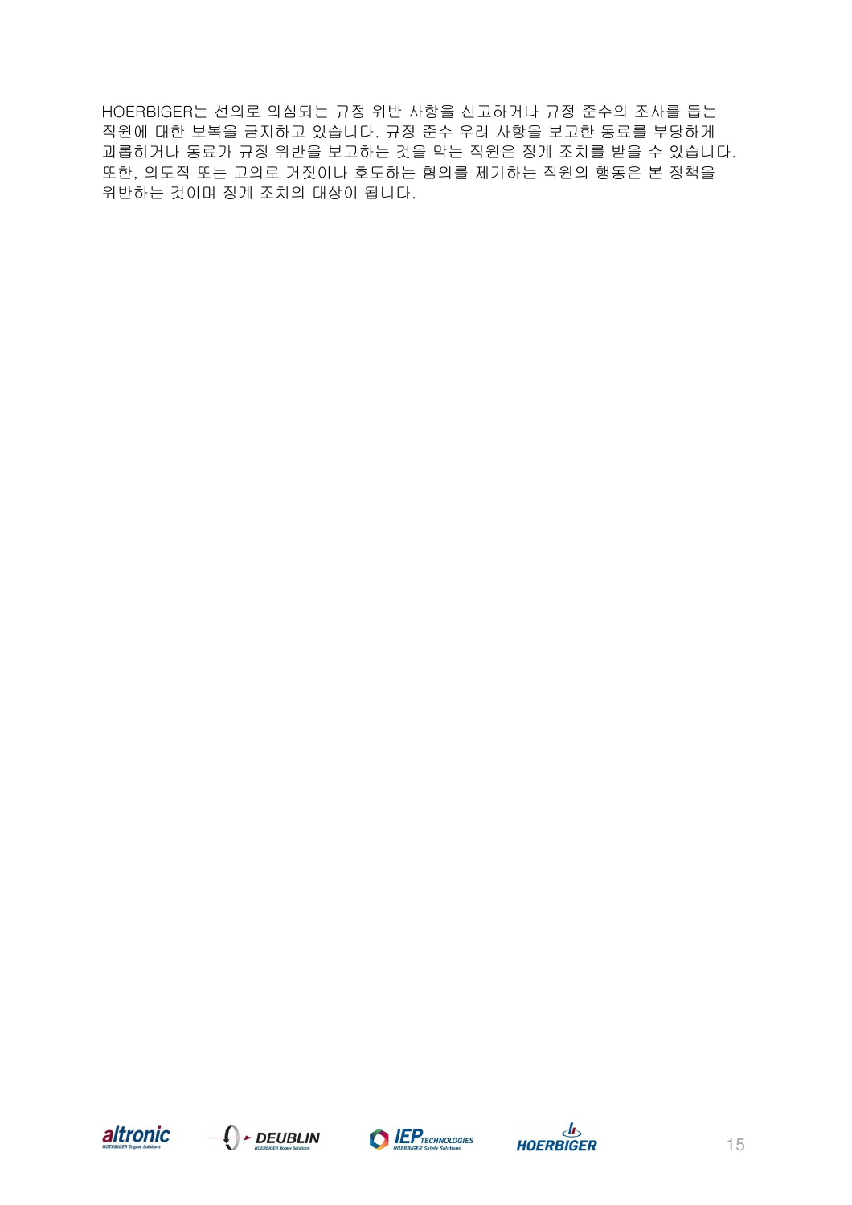HOERBIGER는 선의로 의심되는 규정 위반 사항을 신고하거나 규정 준수의 조사를 돕는 직원에 대한 보복을 금지하고 있습니다. 규정 준수 우려 사항을 보고한 동료를 부당하게 괴롭히거나 동료가 규정 위반을 보고하는 것을 막는 직원은 징계 조치를 받을 수 있습니다. 또한, 의도적 또는 고의로 거짓이나 호도하는 혐의를 제기하는 직원의 행동은 본 정책을 위반하는 것이며 징계 조치의 대상이 됩니다.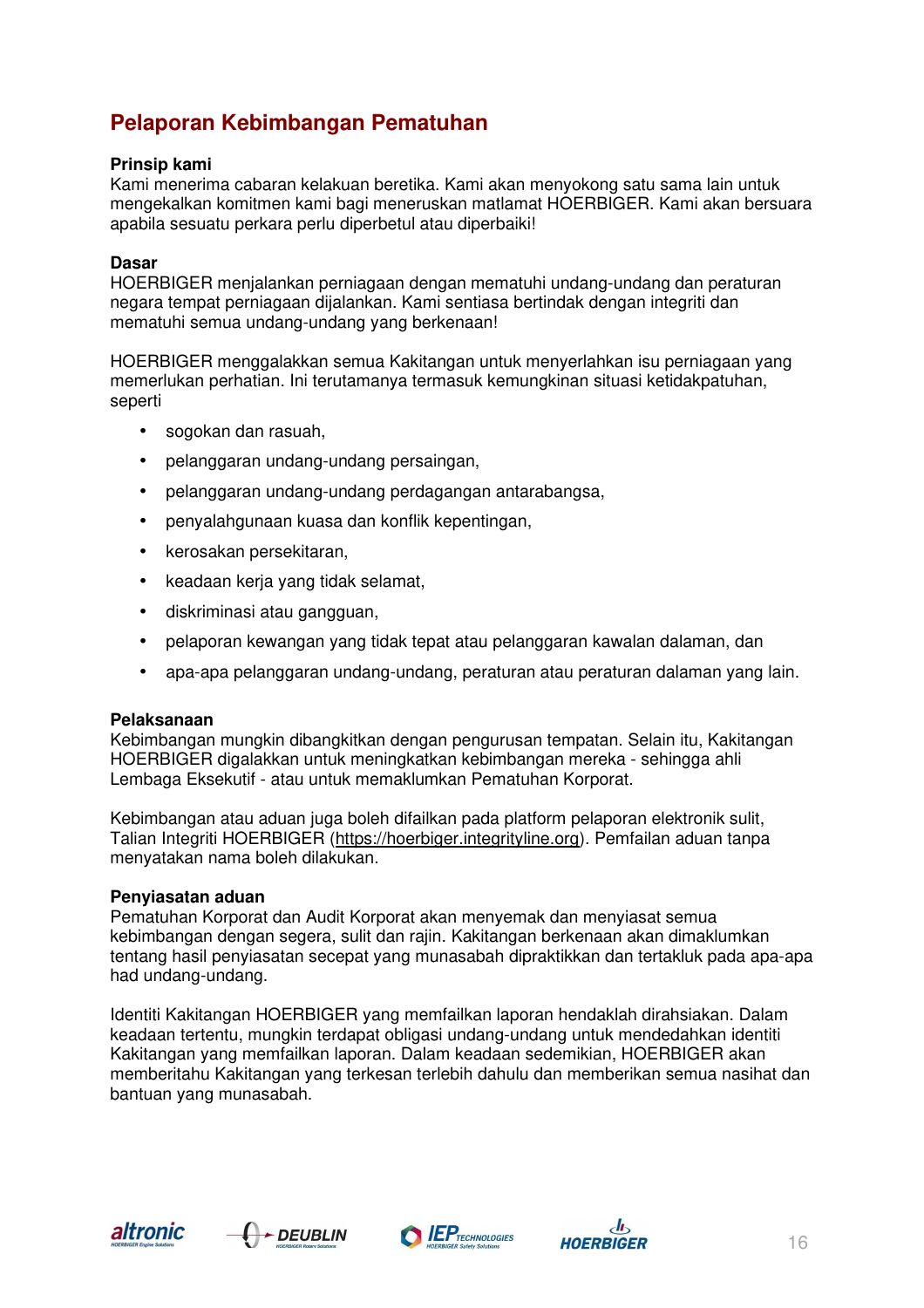## Pelaporan Kebimbangan Pematuhan

**Prinsip kami**
Kami menerima cabaran kelakuan beretika. Kami akan menyokong satu sama lain untuk mengekalkan komitmen kami bagi meneruskan matlamat HOERBIGER. Kami akan bersuara apabila sesuatu perkara perlu diperbetul atau diperbaiki!

**Dasar**
HOERBIGER menjalankan perniagaan dengan mematuhi undang-undang dan peraturan negara tempat perniagaan dijalankan. Kami sentiasa bertindak dengan integriti dan mematuhi semua undang-undang yang berkenaan!

HOERBIGER menggalakkan semua Kakitangan untuk menyerlahkan isu perniagaan yang memerlukan perhatian. Ini terutamanya termasuk kemungkinan situasi ketidakpatuhan, seperti

- sogokan dan rasuah,
- pelanggaran undang-undang persaingan,
- pelanggaran undang-undang perdagangan antarabangsa,
- penyalahgunaan kuasa dan konflik kepentingan,
- kerosakan persekitaran,
- keadaan kerja yang tidak selamat,
- diskriminasi atau gangguan,
- pelaporan kewangan yang tidak tepat atau pelanggaran kawalan dalaman, dan
- apa-apa pelanggaran undang-undang, peraturan atau peraturan dalaman yang lain.

**Pelaksanaan**
Kebimbangan mungkin dibangkitkan dengan pengurusan tempatan. Selain itu, Kakitangan HOERBIGER digalakkan untuk meningkatkan kebimbangan mereka - sehingga ahli Lembaga Eksekutif - atau untuk memaklumkan Pematuhan Korporat.

Kebimbangan atau aduan juga boleh difailkan pada platform pelaporan elektronik sulit, Talian Integriti HOERBIGER (https://hoerbiger.integrityline.org). Pemfailan aduan tanpa menyatakan nama boleh dilakukan.

**Penyiasatan aduan**
Pematuhan Korporat dan Audit Korporat akan menyemak dan menyiasat semua kebimbangan dengan segera, sulit dan rajin. Kakitangan berkenaan akan dimaklumkan tentang hasil penyiasatan secepat yang munasabah dipraktikkan dan tertakluk pada apa-apa had undang-undang.

Identiti Kakitangan HOERBIGER yang memfailkan laporan hendaklah dirahsiakan. Dalam keadaan tertentu, mungkin terdapat obligasi undang-undang untuk mendedahkan identiti Kakitangan yang memfailkan laporan. Dalam keadaan sedemikian, HOERBIGER akan memberitahu Kakitangan yang terkesan terlebih dahulu dan memberikan semua nasihat dan bantuan yang munasabah.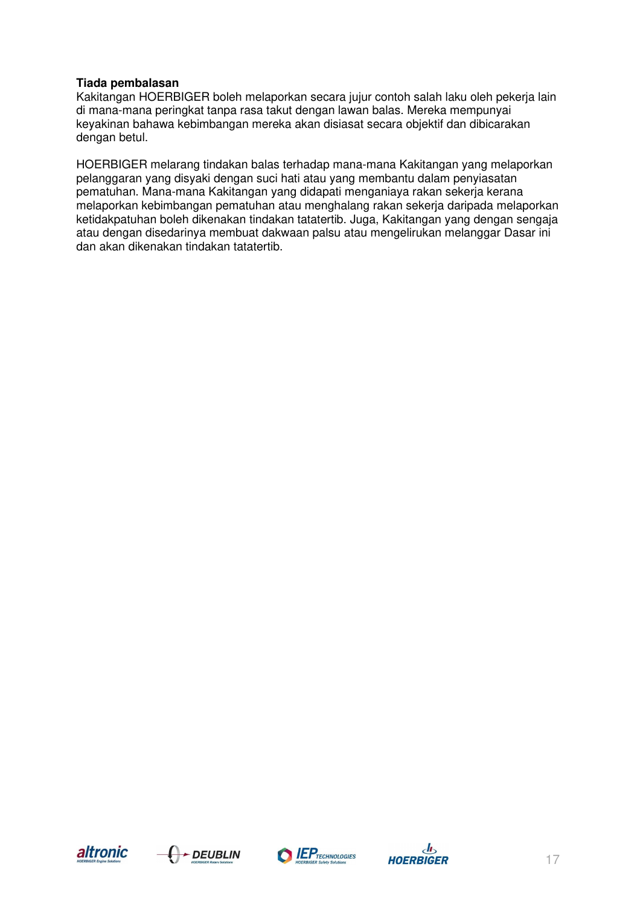**Tiada pembalasan**

Kakitangan HOERBIGER boleh melaporkan secara jujur contoh salah laku oleh pekerja lain di mana-mana peringkat tanpa rasa takut dengan lawan balas. Mereka mempunyai keyakinan bahawa kebimbangan mereka akan disiasat secara objektif dan dibicarakan dengan betul.

HOERBIGER melarang tindakan balas terhadap mana-mana Kakitangan yang melaporkan pelanggaran yang disyaki dengan suci hati atau yang membantu dalam penyiasatan pematuhan. Mana-mana Kakitangan yang didapati menganiaya rakan sekerja kerana melaporkan kebimbangan pematuhan atau menghalang rakan sekerja daripada melaporkan ketidakpatuhan boleh dikenakan tindakan tatatertib. Juga, Kakitangan yang dengan sengaja atau dengan disedarinya membuat dakwaan palsu atau mengelirukan melanggar Dasar ini dan akan dikenakan tindakan tatatertib.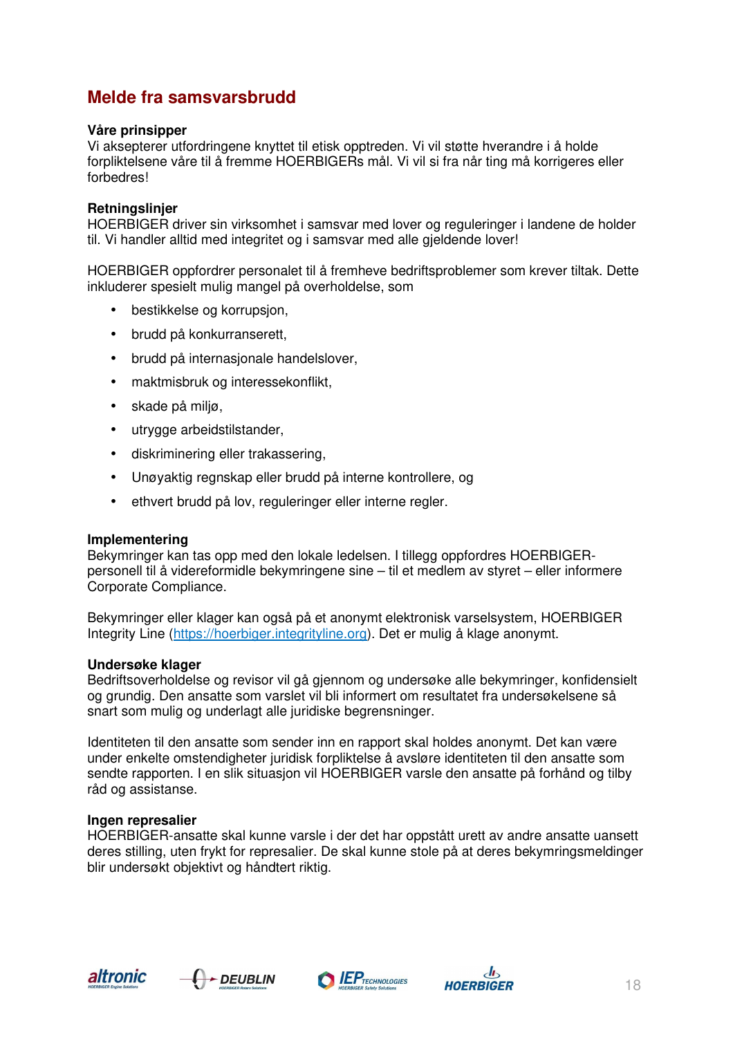## Melde fra samsvarsbrudd

**Våre prinsipper**
Vi aksepterer utfordringene knyttet til etisk opptreden. Vi vil støtte hverandre i å holde forpliktelsene våre til å fremme HOERBIGERs mål. Vi vil si fra når ting må korrigeres eller forbedres!

**Retningslinjer**
HOERBIGER driver sin virksomhet i samsvar med lover og reguleringer i landene de holder til. Vi handler alltid med integritet og i samsvar med alle gjeldende lover!

HOERBIGER oppfordrer personalet til å fremheve bedriftsproblemer som krever tiltak. Dette inkluderer spesielt mulig mangel på overholdelse, som

- bestikkelse og korrupsjon,
- brudd på konkurranserett,
- brudd på internasjonale handelslover,
- maktmisbruk og interessekonflikt,
- skade på miljø,
- utrygge arbeidstilstander,
- diskriminering eller trakassering,
- Unøyaktig regnskap eller brudd på interne kontrollere, og
- ethvert brudd på lov, reguleringer eller interne regler.

**Implementering**
Bekymringer kan tas opp med den lokale ledelsen. I tillegg oppfordres HOERBIGER-personell til å videreformidle bekymringene sine – til et medlem av styret – eller informere Corporate Compliance.

Bekymringer eller klager kan også på et anonymt elektronisk varselsystem, HOERBIGER Integrity Line (https://hoerbiger.integrityline.org). Det er mulig å klage anonymt.

**Undersøke klager**
Bedriftsoverholdelse og revisor vil gå gjennom og undersøke alle bekymringer, konfidensielt og grundig. Den ansatte som varslet vil bli informert om resultatet fra undersøkelsene så snart som mulig og underlagt alle juridiske begrensninger.

Identiteten til den ansatte som sender inn en rapport skal holdes anonymt. Det kan være under enkelte omstendigheter juridisk forpliktelse å avsløre identiteten til den ansatte som sendte rapporten. I en slik situasjon vil HOERBIGER varsle den ansatte på forhånd og tilby råd og assistanse.

**Ingen represalier**
HOERBIGER-ansatte skal kunne varsle i der det har oppstått urett av andre ansatte uansett deres stilling, uten frykt for represalier. De skal kunne stole på at deres bekymringsmeldinger blir undersøkt objektivt og håndtert riktig.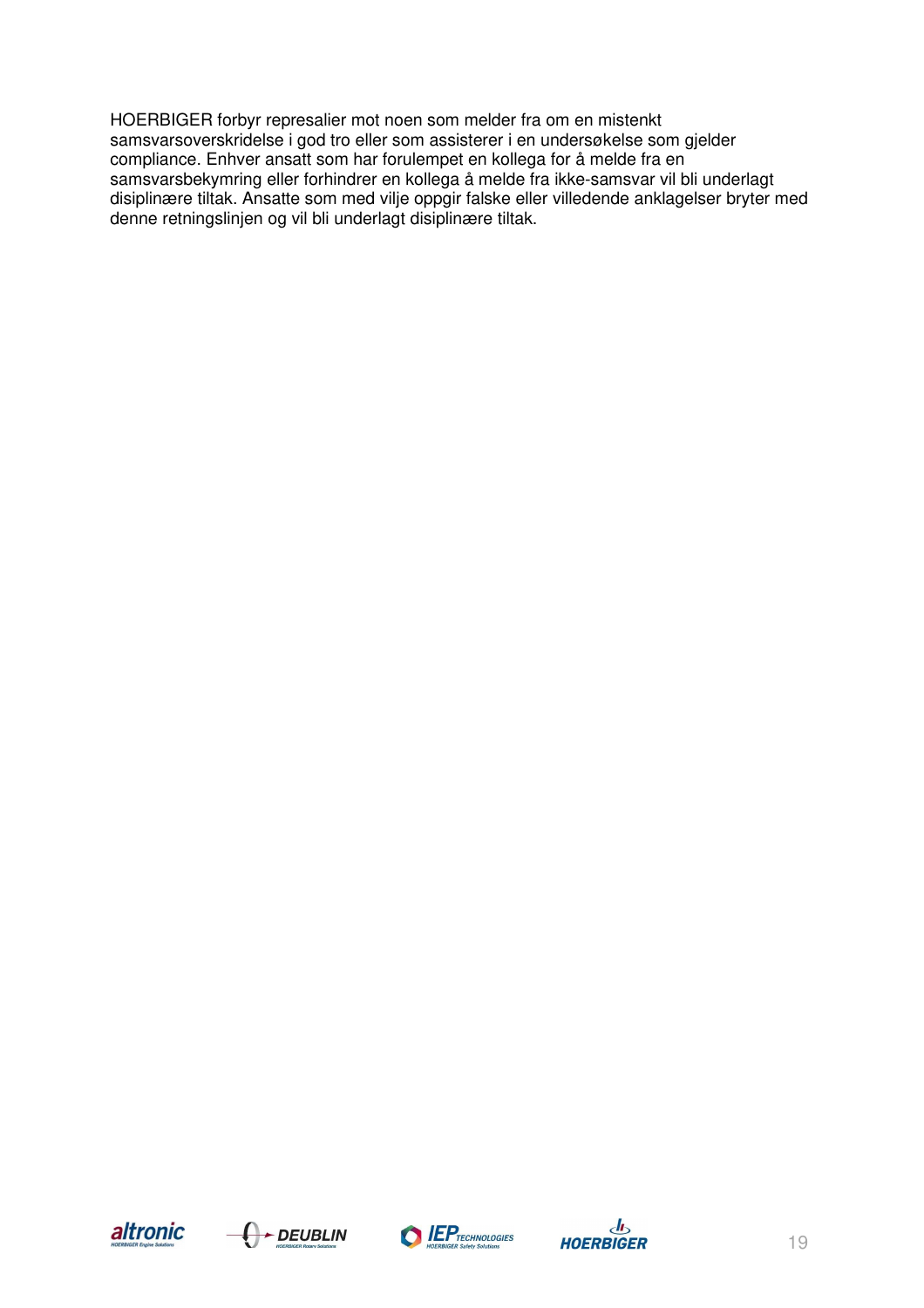HOERBIGER forbyr represalier mot noen som melder fra om en mistenkt samsvarsoverskridelse i god tro eller som assisterer i en undersøkelse som gjelder compliance. Enhver ansatt som har forulempet en kollega for å melde fra en samsvarsbekymring eller forhindrer en kollega å melde fra ikke-samsvar vil bli underlagt disiplinære tiltak. Ansatte som med vilje oppgir falske eller villedende anklagelser bryter med denne retningslinjen og vil bli underlagt disiplinære tiltak.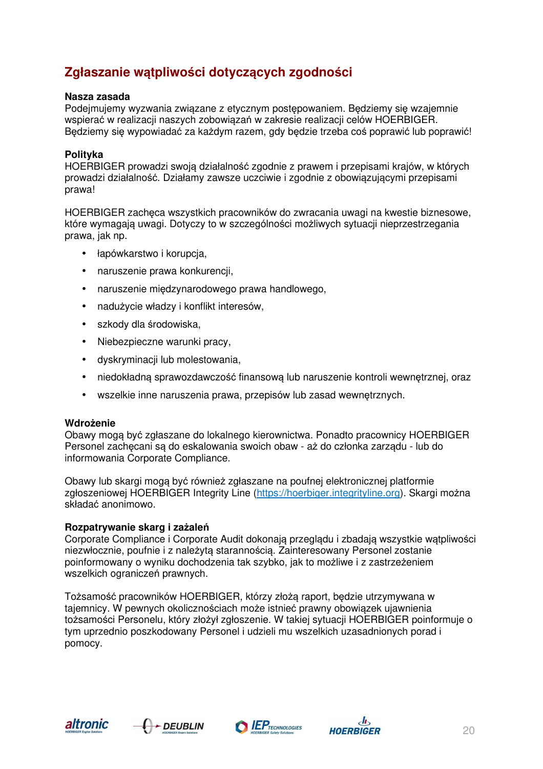## Zgłaszanie wątpliwości dotyczących zgodności

**Nasza zasada**
Podejmujemy wyzwania związane z etycznym postępowaniem. Będziemy się wzajemnie wspierać w realizacji naszych zobowiązań w zakresie realizacji celów HOERBIGER. Będziemy się wypowiadać za każdym razem, gdy będzie trzeba coś poprawić lub poprawić!

**Polityka**
HOERBIGER prowadzi swoją działalność zgodnie z prawem i przepisami krajów, w których prowadzi działalność. Działamy zawsze uczciwie i zgodnie z obowiązującymi przepisami prawa!

HOERBIGER zachęca wszystkich pracowników do zwracania uwagi na kwestie biznesowe, które wymagają uwagi. Dotyczy to w szczególności możliwych sytuacji nieprzestrzegania prawa, jak np.

- łapówkarstwo i korupcja,
- naruszenie prawa konkurencji,
- naruszenie międzynarodowego prawa handlowego,
- nadużycie władzy i konflikt interesów,
- szkody dla środowiska,
- Niebezpieczne warunki pracy,
- dyskryminacji lub molestowania,
- niedokładną sprawozdawczość finansową lub naruszenie kontroli wewnętrznej, oraz
- wszelkie inne naruszenia prawa, przepisów lub zasad wewnętrznych.

**Wdrożenie**
Obawy mogą być zgłaszane do lokalnego kierownictwa. Ponadto pracownicy HOERBIGER Personel zachęcani są do eskalowania swoich obaw - aż do członka zarządu - lub do informowania Corporate Compliance.

Obawy lub skargi mogą być również zgłaszane na poufnej elektronicznej platformie zgłoszeniowej HOERBIGER Integrity Line (https://hoerbiger.integrityline.org). Skargi można składać anonimowo.

**Rozpatrywanie skarg i zażaleń**
Corporate Compliance i Corporate Audit dokonają przeglądu i zbadają wszystkie wątpliwości niezwłocznie, poufnie i z należytą starannością. Zainteresowany Personel zostanie poinformowany o wyniku dochodzenia tak szybko, jak to możliwe i z zastrzeżeniem wszelkich ograniczeń prawnych.

Tożsamość pracowników HOERBIGER, którzy złożą raport, będzie utrzymywana w tajemnicy. W pewnych okolicznościach może istnieć prawny obowiązek ujawnienia tożsamości Personelu, który złożył zgłoszenie. W takiej sytuacji HOERBIGER poinformuje o tym uprzednio poszkodowany Personel i udzieli mu wszelkich uzasadnionych porad i pomocy.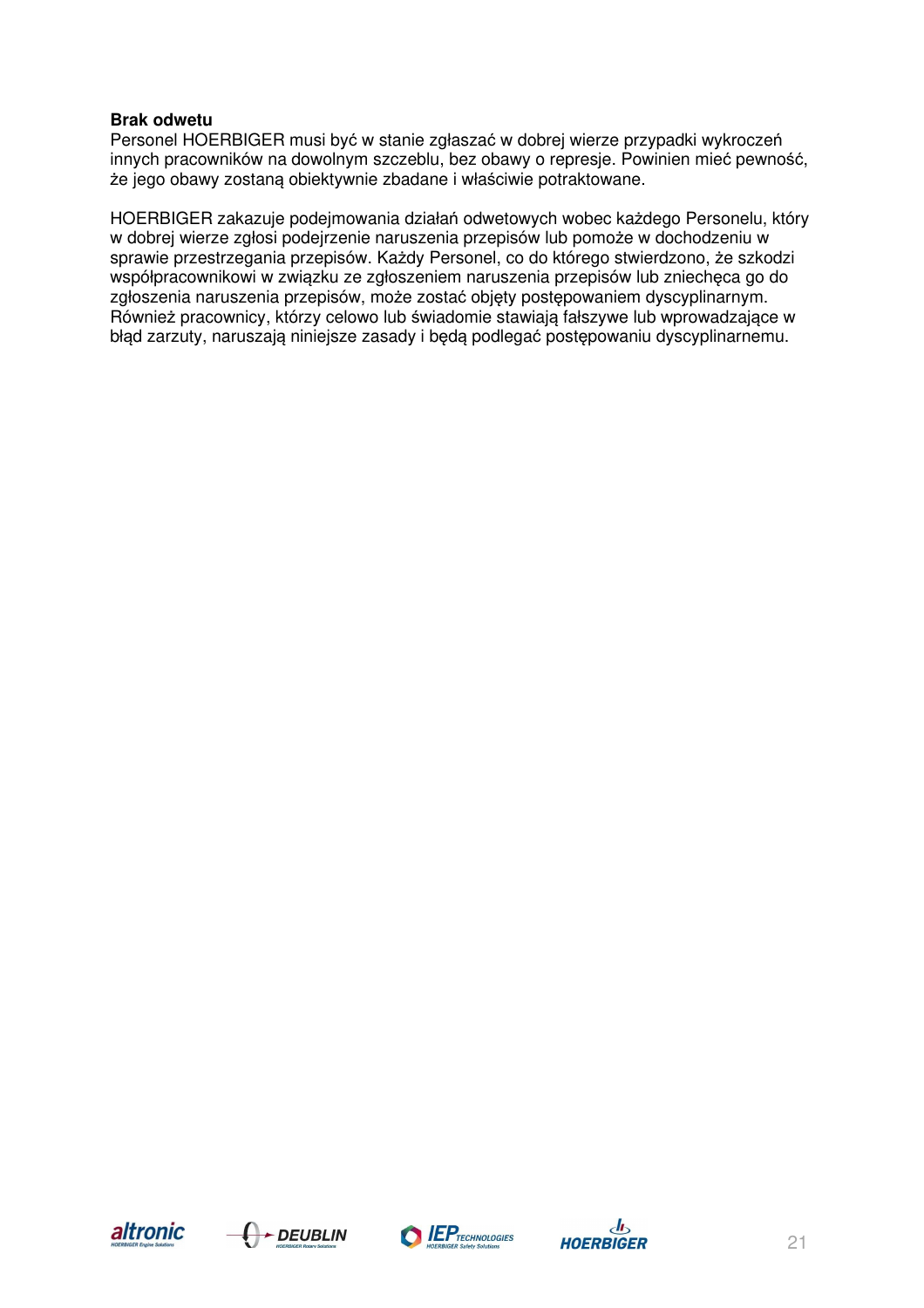**Brak odwetu**

Personel HOERBIGER musi być w stanie zgłaszać w dobrej wierze przypadki wykroczeń innych pracowników na dowolnym szczeblu, bez obawy o represje. Powinien mieć pewność, że jego obawy zostaną obiektywnie zbadane i właściwie potraktowane.

HOERBIGER zakazuje podejmowania działań odwetowych wobec każdego Personelu, który w dobrej wierze zgłosi podejrzenie naruszenia przepisów lub pomoże w dochodzeniu w sprawie przestrzegania przepisów. Każdy Personel, co do którego stwierdzono, że szkodzi współpracownikowi w związku ze zgłoszeniem naruszenia przepisów lub zniechęca go do zgłoszenia naruszenia przepisów, może zostać objęty postępowaniem dyscyplinarnym. Również pracownicy, którzy celowo lub świadomie stawiają fałszywe lub wprowadzające w błąd zarzuty, naruszają niniejsze zasady i będą podlegać postępowaniu dyscyplinarnemu.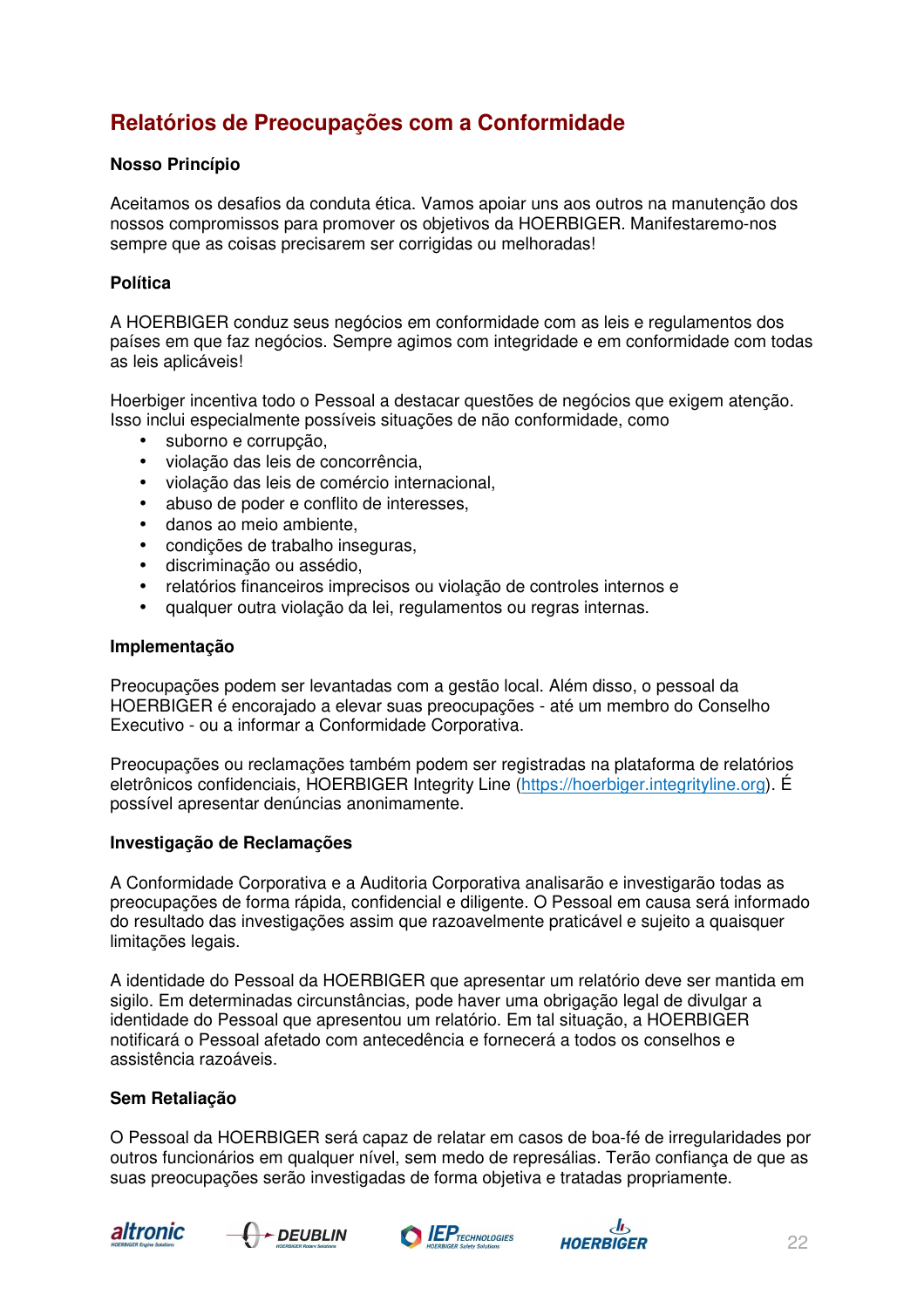## Relatórios de Preocupações com a Conformidade

**Nosso Princípio**

Aceitamos os desafios da conduta ética. Vamos apoiar uns aos outros na manutenção dos nossos compromissos para promover os objetivos da HOERBIGER. Manifestaremo-nos sempre que as coisas precisarem ser corrigidas ou melhoradas!

**Política**

A HOERBIGER conduz seus negócios em conformidade com as leis e regulamentos dos países em que faz negócios. Sempre agimos com integridade e em conformidade com todas as leis aplicáveis!

Hoerbiger incentiva todo o Pessoal a destacar questões de negócios que exigem atenção. Isso inclui especialmente possíveis situações de não conformidade, como

- suborno e corrupção,
- violação das leis de concorrência,
- violação das leis de comércio internacional,
- abuso de poder e conflito de interesses,
- danos ao meio ambiente,
- condições de trabalho inseguras,
- discriminação ou assédio,
- relatórios financeiros imprecisos ou violação de controles internos e
- qualquer outra violação da lei, regulamentos ou regras internas.

**Implementação**

Preocupações podem ser levantadas com a gestão local. Além disso, o pessoal da HOERBIGER é encorajado a elevar suas preocupações - até um membro do Conselho Executivo - ou a informar a Conformidade Corporativa.

Preocupações ou reclamações também podem ser registradas na plataforma de relatórios eletrônicos confidenciais, HOERBIGER Integrity Line (https://hoerbiger.integrityline.org). É possível apresentar denúncias anonimamente.

**Investigação de Reclamações**

A Conformidade Corporativa e a Auditoria Corporativa analisarão e investigarão todas as preocupações de forma rápida, confidencial e diligente. O Pessoal em causa será informado do resultado das investigações assim que razoavelmente praticável e sujeito a quaisquer limitações legais.

A identidade do Pessoal da HOERBIGER que apresentar um relatório deve ser mantida em sigilo. Em determinadas circunstâncias, pode haver uma obrigação legal de divulgar a identidade do Pessoal que apresentou um relatório. Em tal situação, a HOERBIGER notificará o Pessoal afetado com antecedência e fornecerá a todos os conselhos e assistência razoáveis.

**Sem Retaliação**

O Pessoal da HOERBIGER será capaz de relatar em casos de boa-fé de irregularidades por outros funcionários em qualquer nível, sem medo de represálias. Terão confiança de que as suas preocupações serão investigadas de forma objetiva e tratadas propriamente.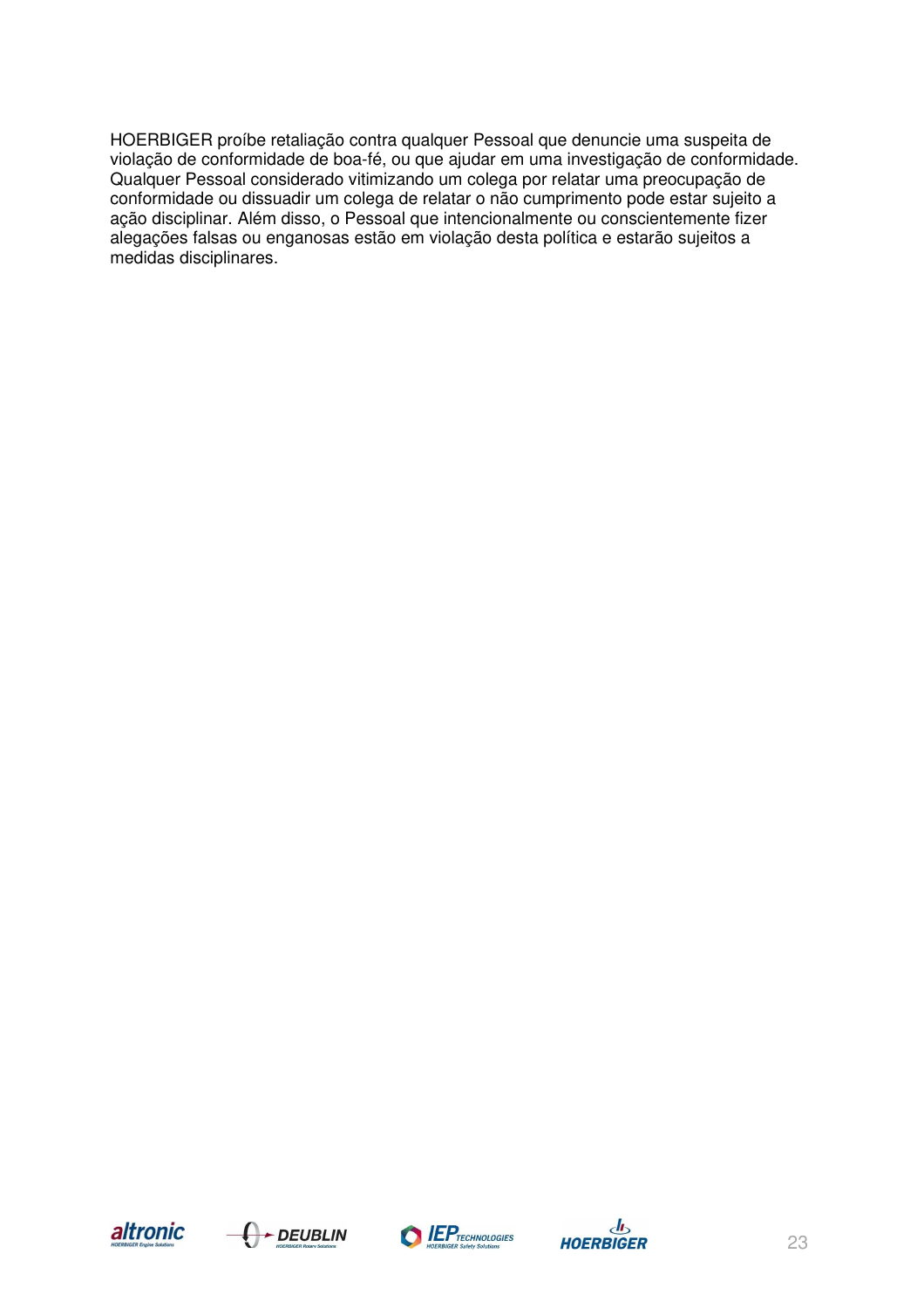HOERBIGER proíbe retaliação contra qualquer Pessoal que denuncie uma suspeita de violação de conformidade de boa-fé, ou que ajudar em uma investigação de conformidade. Qualquer Pessoal considerado vitimizando um colega por relatar uma preocupação de conformidade ou dissuadir um colega de relatar o não cumprimento pode estar sujeito a ação disciplinar. Além disso, o Pessoal que intencionalmente ou conscientemente fizer alegações falsas ou enganosas estão em violação desta política e estarão sujeitos a medidas disciplinares.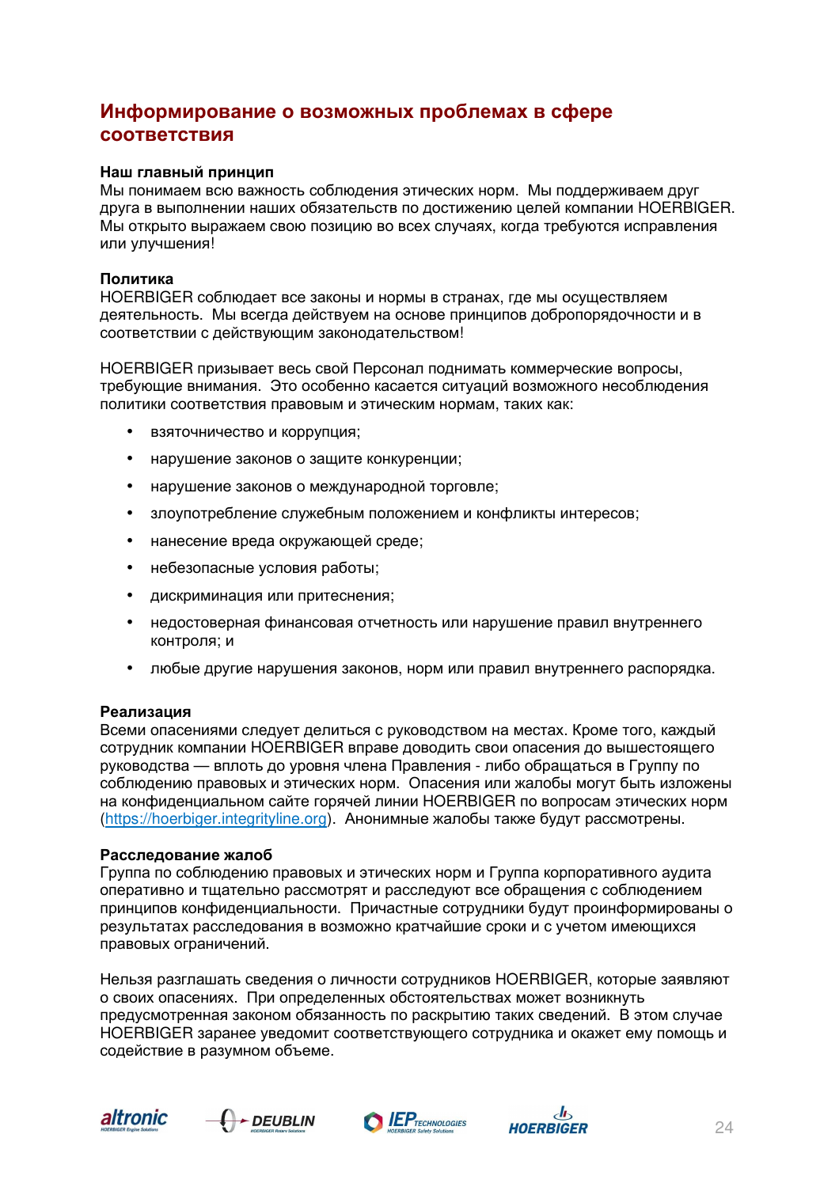## Информирование о возможных проблемах в сфере соответствия

**Наш главный принцип**

Мы понимаем всю важность соблюдения этических норм. Мы поддерживаем друг друга в выполнении наших обязательств по достижению целей компании HOERBIGER. Мы открыто выражаем свою позицию во всех случаях, когда требуются исправления или улучшения!

**Политика**

HOERBIGER соблюдает все законы и нормы в странах, где мы осуществляем деятельность. Мы всегда действуем на основе принципов добропорядочности и в соответствии с действующим законодательством!

HOERBIGER призывает весь свой Персонал поднимать коммерческие вопросы, требующие внимания. Это особенно касается ситуаций возможного несоблюдения политики соответствия правовым и этическим нормам, таких как:

- взяточничество и коррупция;
- нарушение законов о защите конкуренции;
- нарушение законов о международной торговле;
- злоупотребление служебным положением и конфликты интересов;
- нанесение вреда окружающей среде;
- небезопасные условия работы;
- дискриминация или притеснения;
- недостоверная финансовая отчетность или нарушение правил внутреннего контроля; и
- любые другие нарушения законов, норм или правил внутреннего распорядка.

**Реализация**

Всеми опасениями следует делиться с руководством на местах. Кроме того, каждый сотрудник компании HOERBIGER вправе доводить свои опасения до вышестоящего руководства — вплоть до уровня члена Правления - либо обращаться в Группу по соблюдению правовых и этических норм. Опасения или жалобы могут быть изложены на конфиденциальном сайте горячей линии HOERBIGER по вопросам этических норм (https://hoerbiger.integrityline.org). Анонимные жалобы также будут рассмотрены.

**Расследование жалоб**

Группа по соблюдению правовых и этических норм и Группа корпоративного аудита оперативно и тщательно рассмотрят и расследуют все обращения с соблюдением принципов конфиденциальности. Причастные сотрудники будут проинформированы о результатах расследования в возможно кратчайшие сроки и с учетом имеющихся правовых ограничений.

Нельзя разглашать сведения о личности сотрудников HOERBIGER, которые заявляют о своих опасениях. При определенных обстоятельствах может возникнуть предусмотренная законом обязанность по раскрытию таких сведений. В этом случае HOERBIGER заранее уведомит соответствующего сотрудника и окажет ему помощь и содействие в разумном объеме.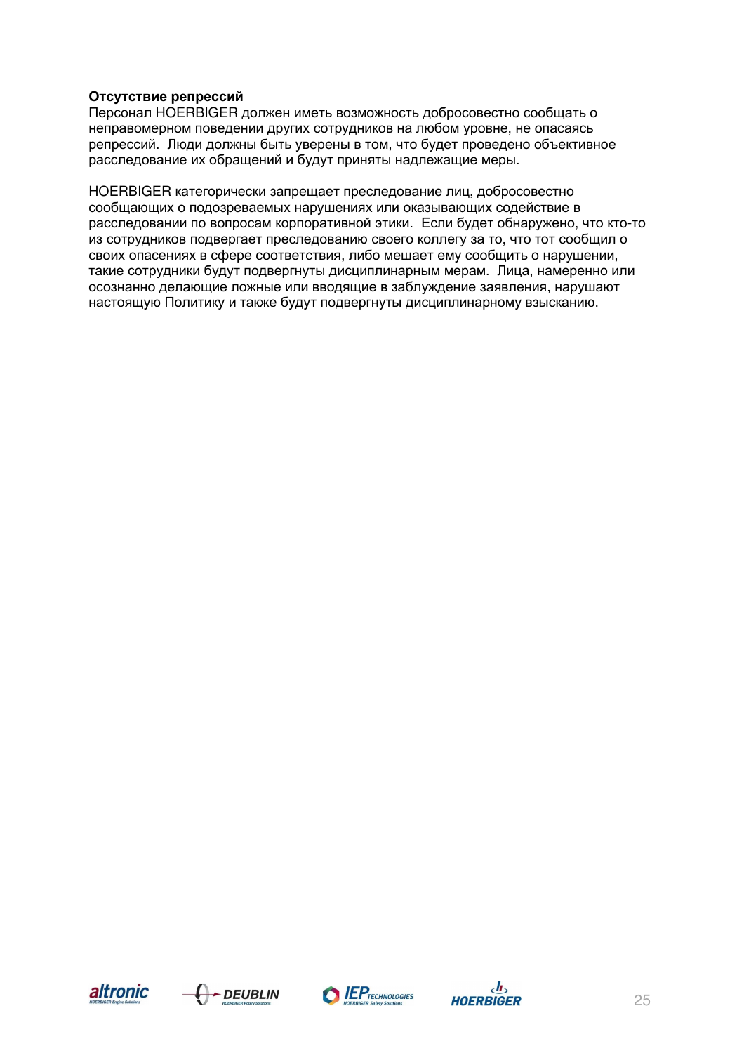**Отсутствие репрессий**

Персонал HOERBIGER должен иметь возможность добросовестно сообщать о неправомерном поведении других сотрудников на любом уровне, не опасаясь репрессий. Люди должны быть уверены в том, что будет проведено объективное расследование их обращений и будут приняты надлежащие меры.

HOERBIGER категорически запрещает преследование лиц, добросовестно сообщающих о подозреваемых нарушениях или оказывающих содействие в расследовании по вопросам корпоративной этики. Если будет обнаружено, что кто-то из сотрудников подвергает преследованию своего коллегу за то, что тот сообщил о своих опасениях в сфере соответствия, либо мешает ему сообщить о нарушении, такие сотрудники будут подвергнуты дисциплинарным мерам. Лица, намеренно или осознанно делающие ложные или вводящие в заблуждение заявления, нарушают настоящую Политику и также будут подвергнуты дисциплинарному взысканию.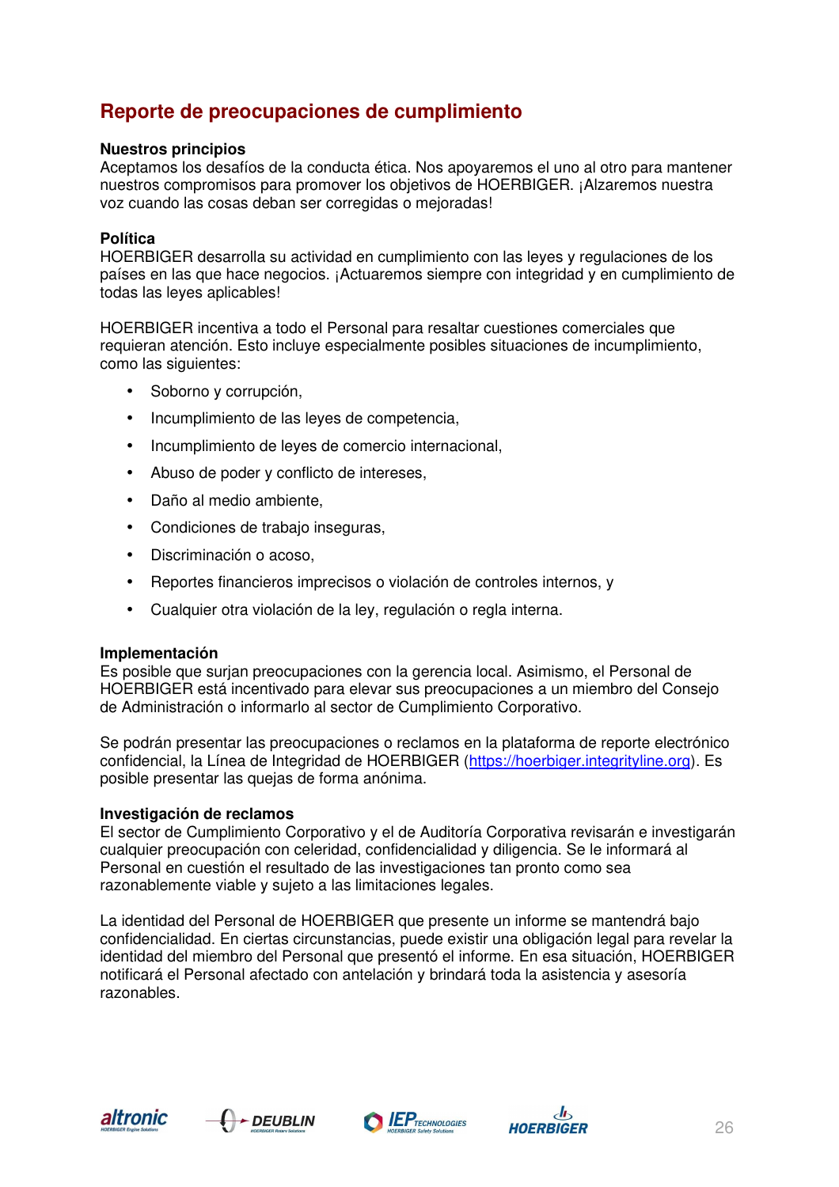## Reporte de preocupaciones de cumplimiento

**Nuestros principios**
Aceptamos los desafíos de la conducta ética. Nos apoyaremos el uno al otro para mantener nuestros compromisos para promover los objetivos de HOERBIGER. ¡Alzaremos nuestra voz cuando las cosas deban ser corregidas o mejoradas!

**Política**
HOERBIGER desarrolla su actividad en cumplimiento con las leyes y regulaciones de los países en las que hace negocios. ¡Actuaremos siempre con integridad y en cumplimiento de todas las leyes aplicables!

HOERBIGER incentiva a todo el Personal para resaltar cuestiones comerciales que requieran atención. Esto incluye especialmente posibles situaciones de incumplimiento, como las siguientes:

- Soborno y corrupción,
- Incumplimiento de las leyes de competencia,
- Incumplimiento de leyes de comercio internacional,
- Abuso de poder y conflicto de intereses,
- Daño al medio ambiente,
- Condiciones de trabajo inseguras,
- Discriminación o acoso,
- Reportes financieros imprecisos o violación de controles internos, y
- Cualquier otra violación de la ley, regulación o regla interna.

**Implementación**
Es posible que surjan preocupaciones con la gerencia local. Asimismo, el Personal de HOERBIGER está incentivado para elevar sus preocupaciones a un miembro del Consejo de Administración o informarlo al sector de Cumplimiento Corporativo.

Se podrán presentar las preocupaciones o reclamos en la plataforma de reporte electrónico confidencial, la Línea de Integridad de HOERBIGER (https://hoerbiger.integrityline.org). Es posible presentar las quejas de forma anónima.

**Investigación de reclamos**
El sector de Cumplimiento Corporativo y el de Auditoría Corporativa revisarán e investigarán cualquier preocupación con celeridad, confidencialidad y diligencia. Se le informará al Personal en cuestión el resultado de las investigaciones tan pronto como sea razonablemente viable y sujeto a las limitaciones legales.

La identidad del Personal de HOERBIGER que presente un informe se mantendrá bajo confidencialidad. En ciertas circunstancias, puede existir una obligación legal para revelar la identidad del miembro del Personal que presentó el informe. En esa situación, HOERBIGER notificará el Personal afectado con antelación y brindará toda la asistencia y asesoría razonables.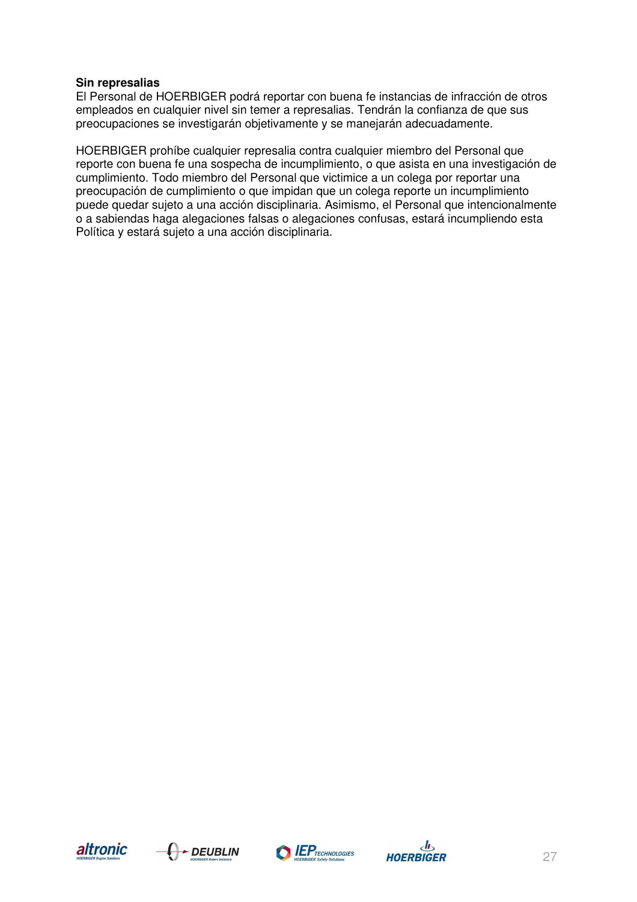**Sin represalias**
El Personal de HOERBIGER podrá reportar con buena fe instancias de infracción de otros empleados en cualquier nivel sin temer a represalias. Tendrán la confianza de que sus preocupaciones se investigarán objetivamente y se manejarán adecuadamente.

HOERBIGER prohíbe cualquier represalia contra cualquier miembro del Personal que reporte con buena fe una sospecha de incumplimiento, o que asista en una investigación de cumplimiento. Todo miembro del Personal que victimice a un colega por reportar una preocupación de cumplimiento o que impidan que un colega reporte un incumplimiento puede quedar sujeto a una acción disciplinaria. Asimismo, el Personal que intencionalmente o a sabiendas haga alegaciones falsas o alegaciones confusas, estará incumpliendo esta Política y estará sujeto a una acción disciplinaria.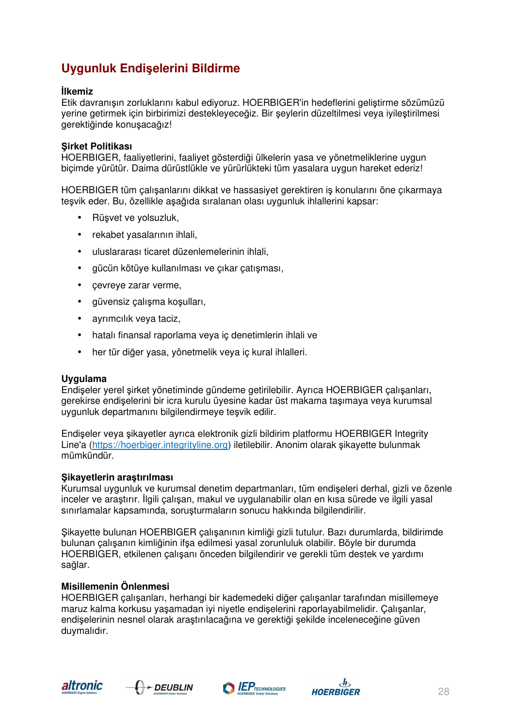## Uygunluk Endişelerini Bildirme

**İlkemiz**
Etik davranışın zorluklarını kabul ediyoruz. HOERBIGER'in hedeflerini geliştirme sözümüzü yerine getirmek için birbirimizi destekleyeceğiz. Bir şeylerin düzeltilmesi veya iyileştirilmesi gerektiğinde konuşacağız!

**Şirket Politikası**
HOERBIGER, faaliyetlerini, faaliyet gösterdiği ülkelerin yasa ve yönetmeliklerine uygun biçimde yürütür. Daima dürüstlükle ve yürürlükteki tüm yasalara uygun hareket ederiz!

HOERBIGER tüm çalışanlarını dikkat ve hassasiyet gerektiren iş konularını öne çıkarmaya teşvik eder. Bu, özellikle aşağıda sıralanan olası uygunluk ihlallerini kapsar:

- Rüşvet ve yolsuzluk,
- rekabet yasalarının ihlali,
- uluslararası ticaret düzenlemelerinin ihlali,
- gücün kötüye kullanılması ve çıkar çatışması,
- çevreye zarar verme,
- güvensiz çalışma koşulları,
- ayrımcılık veya taciz,
- hatalı finansal raporlama veya iç denetimlerin ihlali ve
- her tür diğer yasa, yönetmelik veya iç kural ihlalleri.

**Uygulama**
Endişeler yerel şirket yönetiminde gündeme getirilebilir. Ayrıca HOERBIGER çalışanları, gerekirse endişelerini bir icra kurulu üyesine kadar üst makama taşımaya veya kurumsal uygunluk departmanını bilgilendirmeye teşvik edilir.

Endişeler veya şikayetler ayrıca elektronik gizli bildirim platformu HOERBIGER Integrity Line'a (https://hoerbiger.integrityline.org) iletilebilir. Anonim olarak şikayette bulunmak mümkündür.

**Şikayetlerin araştırılması**
Kurumsal uygunluk ve kurumsal denetim departmanları, tüm endişeleri derhal, gizli ve özenle inceler ve araştırır. İlgili çalışan, makul ve uygulanabilir olan en kısa sürede ve ilgili yasal sınırlamalar kapsamında, soruşturmaların sonucu hakkında bilgilendirilir.

Şikayette bulunan HOERBIGER çalışanının kimliği gizli tutulur. Bazı durumlarda, bildirimde bulunan çalışanın kimliğinin ifşa edilmesi yasal zorunluluk olabilir. Böyle bir durumda HOERBIGER, etkilenen çalışanı önceden bilgilendirir ve gerekli tüm destek ve yardımı sağlar.

**Misillemenin Önlenmesi**
HOERBIGER çalışanları, herhangi bir kademedeki diğer çalışanlar tarafından misillemeye maruz kalma korkusu yaşamadan iyi niyetle endişelerini raporlayabilmelidir. Çalışanlar, endişelerinin nesnel olarak araştırılacağına ve gerektiği şekilde inceleneceğine güven duymalıdır.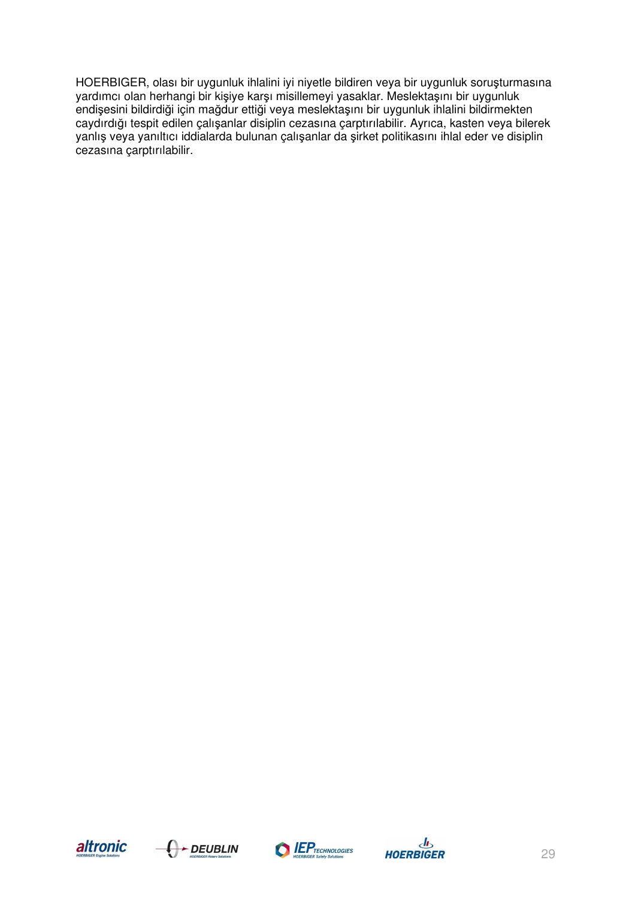HOERBIGER, olası bir uygunluk ihlalini iyi niyetle bildiren veya bir uygunluk soruşturmasına yardımcı olan herhangi bir kişiye karşı misillemeyi yasaklar. Meslektaşını bir uygunluk endişesini bildirdiği için mağdur ettiği veya meslektaşını bir uygunluk ihlalini bildirmekten caydırdığı tespit edilen çalışanlar disiplin cezasına çarptırılabilir. Ayrıca, kasten veya bilerek yanlış veya yanıltıcı iddialarda bulunan çalışanlar da şirket politikasını ihlal eder ve disiplin cezasına çarptırılabilir.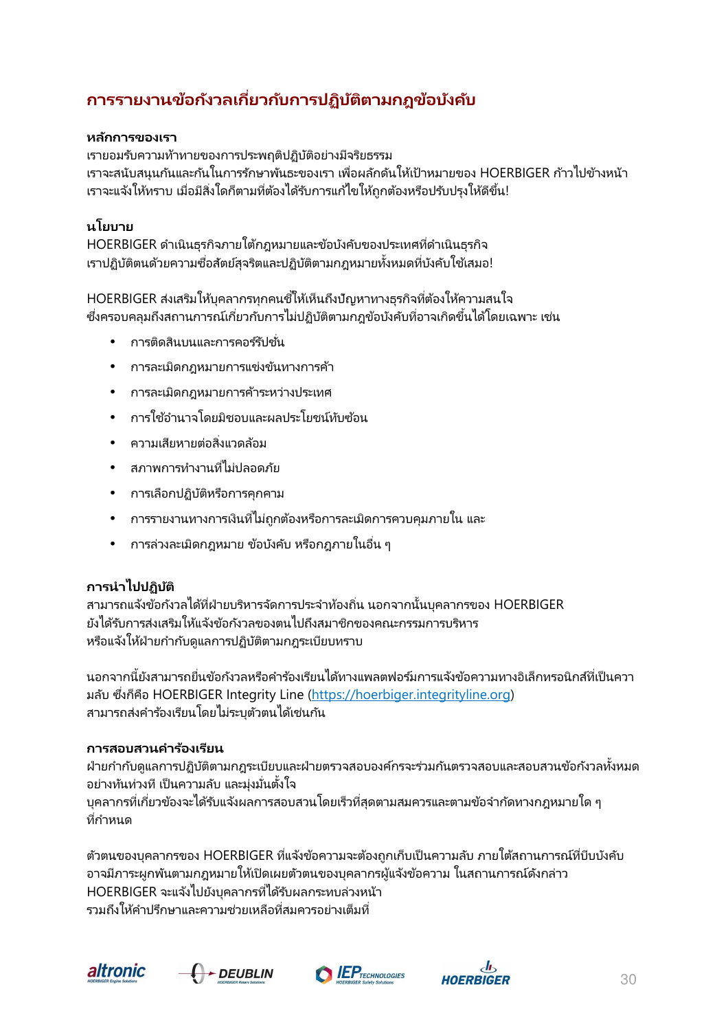## การรายงานข้อกังวลเกี่ยวกับการปฏิบัติตามกฎข้อบังคับ

### หลักการของเรา

เรายอมรับความท้าทายของการประพฤติปฏิบัติอย่างมีจริยธรรม
เราจะสนับสนุนกันและกันในการรักษาพันธะของเรา เพื่อผลักดันให้เป้าหมายของ HOERBIGER ก้าวไปข้างหน้า
เราจะแจ้งให้ทราบ เมื่อมีสิ่งใดก็ตามที่ต้องได้รับการแก้ไขให้ถูกต้องหรือปรับปรุงให้ดีขึ้น!

### นโยบาย

HOERBIGER ดำเนินธุรกิจภายใต้กฎหมายและข้อบังคับของประเทศที่ดำเนินธุรกิจ
เราปฏิบัติตนด้วยความซื่อสัตย์สุจริตและปฏิบัติตามกฎหมายทั้งหมดที่บังคับใช้เสมอ!

HOERBIGER ส่งเสริมให้บุคลากรทุกคนชี้ให้เห็นถึงปัญหาทางธุรกิจที่ต้องให้ความสนใจ
ซึ่งครอบคลุมถึงสถานการณ์เกี่ยวกับการไม่ปฏิบัติตามกฎข้อบังคับที่อาจเกิดขึ้นได้โดยเฉพาะ เช่น

- การติดสินบนและการคอร์รัปชั่น
- การละเมิดกฎหมายการแข่งขันทางการค้า
- การละเมิดกฎหมายการค้าระหว่างประเทศ
- การใช้อำนาจโดยมิชอบและผลประโยชน์ทับซ้อน
- ความเสียหายต่อสิ่งแวดล้อม
- สภาพการทำงานที่ไม่ปลอดภัย
- การเลือกปฏิบัติหรือการคุกคาม
- การรายงานทางการเงินที่ไม่ถูกต้องหรือการละเมิดการควบคุมภายใน และ
- การล่วงละเมิดกฎหมาย ข้อบังคับ หรือกฎภายในอื่น ๆ

### การนำไปปฏิบัติ

สามารถแจ้งข้อกังวลได้ที่ฝ่ายบริหารจัดการประจำท้องถิ่น นอกจากนั้นบุคลากรของ HOERBIGER
ยังได้รับการส่งเสริมให้แจ้งข้อกังวลของตนไปถึงสมาชิกของคณะกรรมการบริหาร
หรือแจ้งให้ฝ่ายกำกับดูแลการปฏิบัติตามกฎระเบียบทราบ

นอกจากนี้ยังสามารถยื่นข้อกังวลหรือคำร้องเรียนได้ทางแพลตฟอร์มการแจ้งข้อความทางอิเล็กทรอนิกส์ที่เป็นความลับ ซึ่งก็คือ HOERBIGER Integrity Line (https://hoerbiger.integrityline.org)
สามารถส่งคำร้องเรียนโดยไม่ระบุตัวตนได้เช่นกัน

### การสอบสวนคำร้องเรียน

ฝ่ายกำกับดูแลการปฏิบัติตามกฎระเบียบและฝ่ายตรวจสอบองค์กรจะร่วมกันตรวจสอบและสอบสวนข้อกังวลทั้งหมด
อย่างทันท่วงที เป็นความลับ และมุ่งมั่นตั้งใจ
บุคลากรที่เกี่ยวข้องจะได้รับแจ้งผลการสอบสวนโดยเร็วที่สุดตามสมควรและตามข้อจำกัดทางกฎหมายใด ๆ
ที่กำหนด

ตัวตนของบุคลากรของ HOERBIGER ที่แจ้งข้อความจะต้องถูกเก็บเป็นความลับ ภายใต้สถานการณ์ที่บีบบังคับ
อาจมีภาระผูกพันตามกฎหมายให้เปิดเผยตัวตนของบุคลากรผู้แจ้งข้อความ ในสถานการณ์ดังกล่าว
HOERBIGER จะแจ้งไปยังบุคลากรที่ได้รับผลกระทบล่วงหน้า
รวมถึงให้คำปรึกษาและความช่วยเหลือที่สมควรอย่างเต็มที่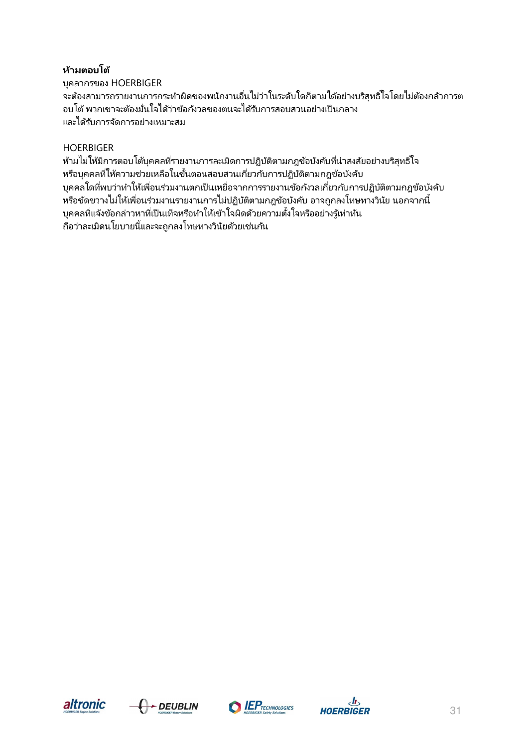**ห้ามตอบโต้**

บุคลากรของ HOERBIGER จะต้องสามารถรายงานการกระทำผิดของพนักงานอื่นไม่ว่าในระดับใดก็ตามได้อย่างบริสุทธิ์ใจโดยไม่ต้องกลัวการตอบโต้ พวกเขาจะต้องมั่นใจได้ว่าข้อกังวลของตนจะได้รับการสอบสวนอย่างเป็นกลาง และได้รับการจัดการอย่างเหมาะสม

HOERBIGER ห้ามไม่ให้มีการตอบโต้บุคคลที่รายงานการละเมิดการปฏิบัติตามกฎข้อบังคับที่น่าสงสัยอย่างบริสุทธิ์ใจ หรือบุคคลที่ให้ความช่วยเหลือในขั้นตอนสอบสวนเกี่ยวกับการปฏิบัติตามกฎข้อบังคับ บุคคลใดที่พบว่าทำให้เพื่อนร่วมงานตกเป็นเหยื่อจากการรายงานข้อกังวลเกี่ยวกับการปฏิบัติตามกฎข้อบังคับ หรือขัดขวางไม่ให้เพื่อนร่วมงานรายงานการไม่ปฏิบัติตามกฎข้อบังคับ อาจถูกลงโทษทางวินัย นอกจากนี้ บุคคลที่แจ้งข้อกล่าวหาที่เป็นเท็จหรือทำให้เข้าใจผิดด้วยความตั้งใจหรืออย่างรู้เท่าทัน ถือว่าละเมิดนโยบายนี้และจะถูกลงโทษทางวินัยด้วยเช่นกัน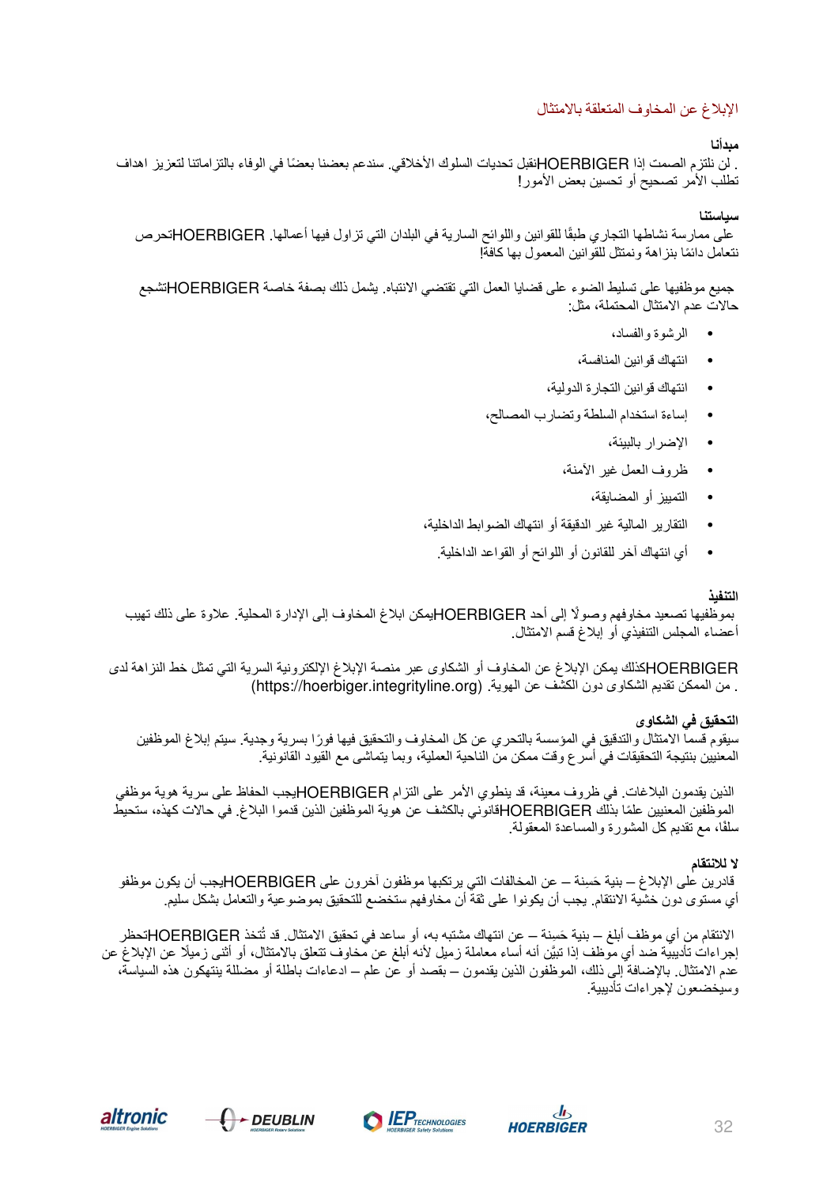## الإبلاغ عن المخاوف المتعلقة بالامتثال

**مبدأنا**

لن نلتزم الصمت إذا HOERBIGERنقبل تحديات السلوك الأخلاقي. سندعم بعضنا بعضًا في الوفاء بالتزاماتنا لتعزيز اهداف. تطلب الأمر تصحيح أو تحسين بعض الأمور!

**سياستنا**

على ممارسة نشاطها التجاري طبقًا للقوانين واللوائح السارية في البلدان التي تزاول فيها أعمالها. HOERBIGERتحرص نتعامل دائمًا بنزاهة ونمتثل للقوانين المعمول بها كافة!

جميع موظفيها على تسليط الضوء على قضايا العمل التي تقتضي الانتباه. يشمل ذلك بصفة خاصة HOERBIGERتشجع حالات عدم الامتثال المحتملة، مثل:

- الرشوة والفساد،
- انتهاك قوانين المنافسة،
- انتهاك قوانين التجارة الدولية،
- إساءة استخدام السلطة وتضارب المصالح،
- الإضرار بالبيئة،
- ظروف العمل غير الآمنة،
- التمييز أو المضايقة،
- التقارير المالية غير الدقيقة أو انتهاك الضوابط الداخلية،
- أي انتهاك آخر للقانون أو اللوائح أو القواعد الداخلية.

**التنفيذ**

بموظفيها تصعيد مخاوفهم وصولًا إلى أحد HOERBIGERيمكن ابلاغ المخاوف إلى الإدارة المحلية. علاوة على ذلك تهيب أعضاء المجلس التنفيذي أو إبلاغ قسم الامتثال.

HOERBIGERكذلك يمكن الإبلاغ عن المخاوف أو الشكاوى عبر منصة الإبلاغ الإلكترونية السرية التي تمثل خط النزاهة لدى. من الممكن تقديم الشكاوى دون الكشف عن الهوية. (https://hoerbiger.integrityline.org)

**التحقيق في الشكاوى**

سيقوم قسما الامتثال والتدقيق في المؤسسة بالتحري عن كل المخاوف والتحقيق فيها فورًا بسرية وجدية. سيتم إبلاغ الموظفين المعنيين بنتيجة التحقيقات في أسرع وقت ممكن من الناحية العملية، وبما يتماشى مع القيود القانونية.

الذين يقدمون البلاغات. في ظروف معينة، قد ينطوي الأمر على التزام HOERBIGERيجب الحفاظ على سرية هوية موظفي قانوني بالكشف عن هوية الموظفين الذين قدموا البلاغ. في حالات كهذه، ستحيط HOERBIGER الموظفين المعنيين علمًا بذلك سلفًا، مع تقديم كل المشورة والمساعدة المعقولة.

**لا للانتقام**

قادرين على الإبلاغ – بنية حَسِنة – عن المخالفات التي يرتكبها موظفون آخرون على HOERBIGERيجب أن يكون موظفو أي مستوى دون خشية الانتقام. يجب أن يكونوا على ثقة أن مخاوفهم ستخضع للتحقيق بموضوعية والتعامل بشكل سليم.

الانتقام من أي موظف أبلغ – بنية حَسِنة – عن انتهاك مشتبه به، أو ساعد في تحقيق الامتثال. قد تُتخذ HOERBIGERتحظر إجراءات تأديبية ضد أي موظف إذا تبيّن أنه أساء معاملة زميل لأنه أبلغ عن مخاوف تتعلق بالامتثال، أو أثنى زميلًا عن الإبلاغ عن عدم الامتثال. بالإضافة إلى ذلك، الموظفين الذين يقدمون – بقصد أو عن علم – ادعاءات باطلة أو مضللة ينتهكون هذه السياسة، وسيخضعون لإجراءات تأديبية.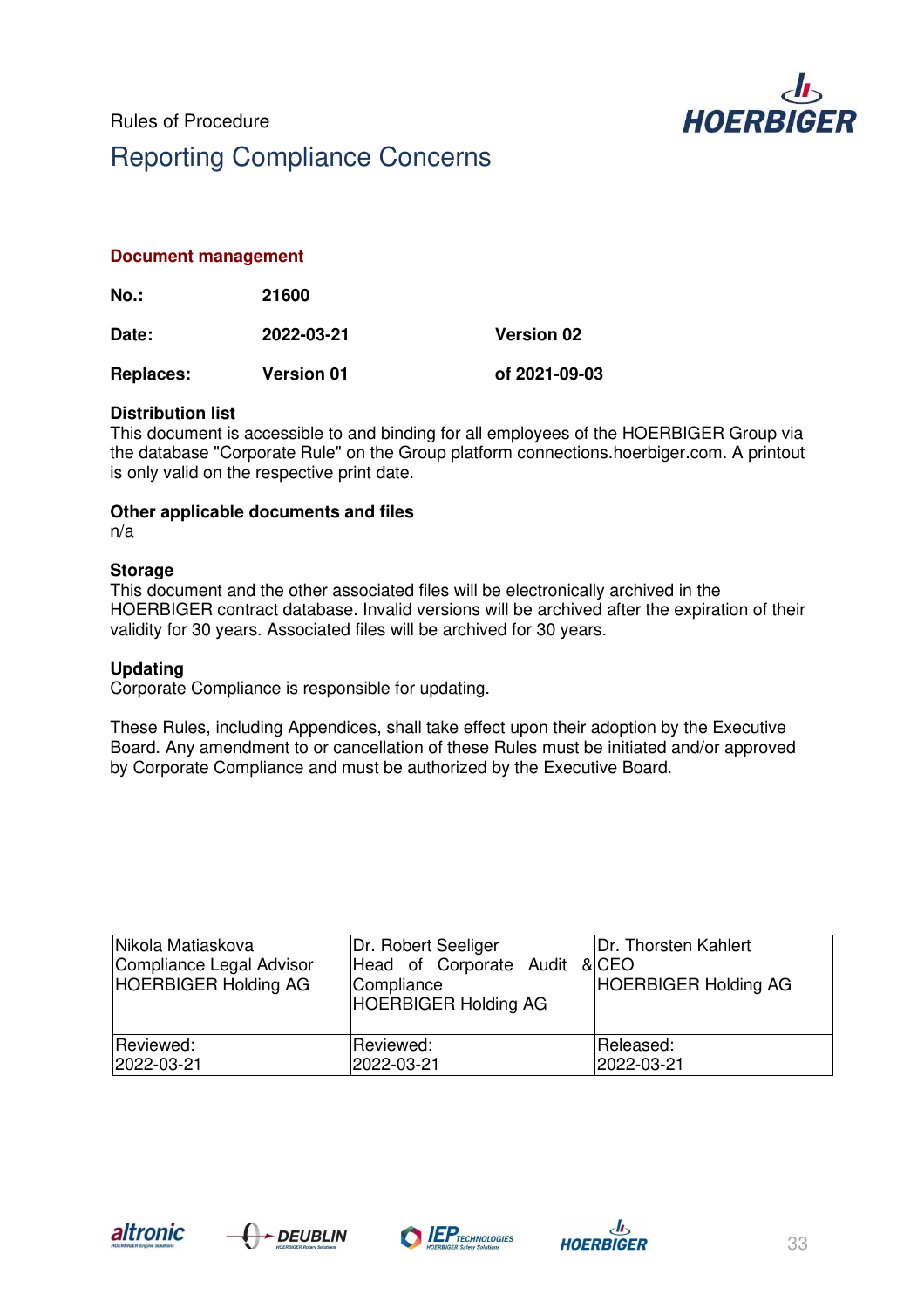Rules of Procedure

# Reporting Compliance Concerns

## Document management

| | | |
|---|---|---|
| **No.:** | **21600** | |
| **Date:** | **2022-03-21** | **Version 02** |
| **Replaces:** | **Version 01** | **of 2021-09-03** |

**Distribution list**
This document is accessible to and binding for all employees of the HOERBIGER Group via the database "Corporate Rule" on the Group platform connections.hoerbiger.com. A printout is only valid on the respective print date.

**Other applicable documents and files**
n/a

**Storage**
This document and the other associated files will be electronically archived in the HOERBIGER contract database. Invalid versions will be archived after the expiration of their validity for 30 years. Associated files will be archived for 30 years.

**Updating**
Corporate Compliance is responsible for updating.

These Rules, including Appendices, shall take effect upon their adoption by the Executive Board. Any amendment to or cancellation of these Rules must be initiated and/or approved by Corporate Compliance and must be authorized by the Executive Board.

| Nikola Matiaskova<br>Compliance Legal Advisor<br>HOERBIGER Holding AG | Dr. Robert Seeliger<br>Head of Corporate Audit & Compliance<br>HOERBIGER Holding AG | Dr. Thorsten Kahlert<br>CEO<br>HOERBIGER Holding AG |
|---|---|---|
| Reviewed:<br>2022-03-21 | Reviewed:<br>2022-03-21 | Released:<br>2022-03-21 |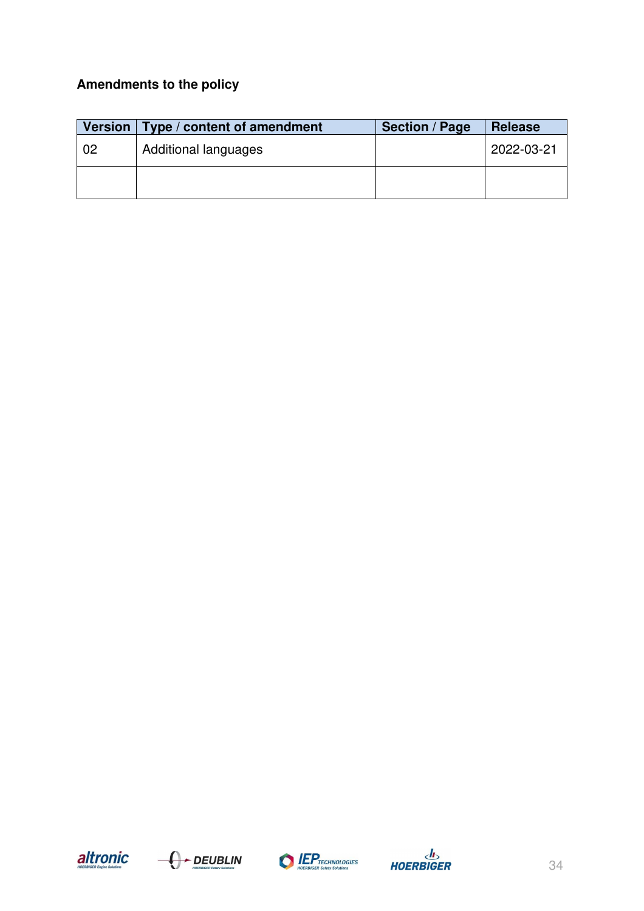**Amendments to the policy**

| Version | Type / content of amendment | Section / Page | Release |
|---|---|---|---|
| 02 | Additional languages | | 2022-03-21 |
| | | | |